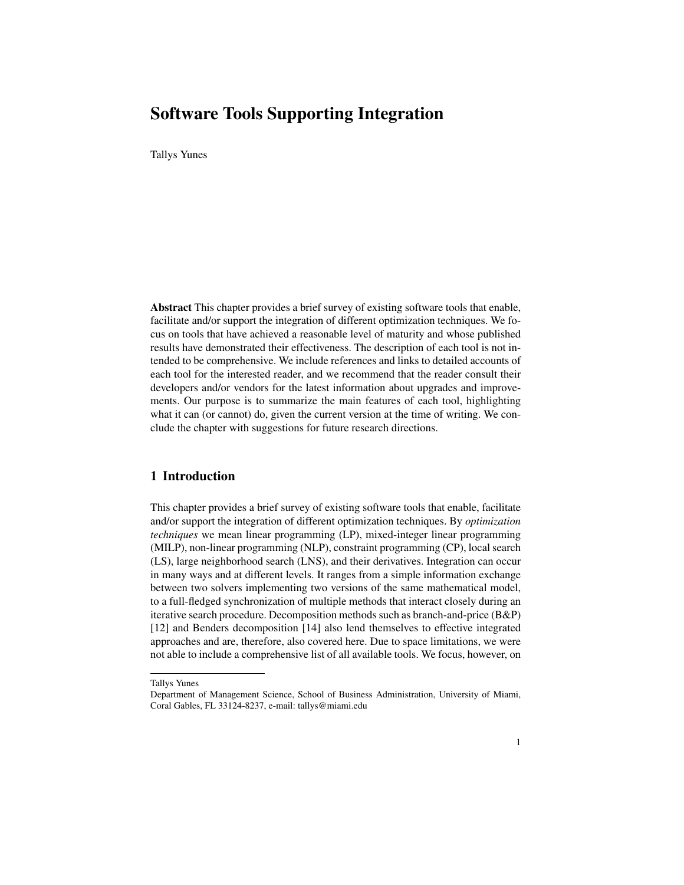# Software Tools Supporting Integration

Tallys Yunes

**Abstract** This chapter provides a brief survey of existing software tools that enable, facilitate and/or support the integration of different optimization techniques. We focus on tools that have achieved a reasonable level of maturity and whose published results have demonstrated their effectiveness. The description of each tool is not intended to be comprehensive. We include references and links to detailed accounts of each tool for the interested reader, and we recommend that the reader consult their developers and/or vendors for the latest information about upgrades and improvements. Our purpose is to summarize the main features of each tool, highlighting what it can (or cannot) do, given the current version at the time of writing. We conclude the chapter with suggestions for future research directions.

## 1 Introduction

This chapter provides a brief survey of existing software tools that enable, facilitate and/or support the integration of different optimization techniques. By *optimization techniques* we mean linear programming (LP), mixed-integer linear programming (MILP), non-linear programming (NLP), constraint programming (CP), local search (LS), large neighborhood search (LNS), and their derivatives. Integration can occur in many ways and at different levels. It ranges from a simple information exchange between two solvers implementing two versions of the same mathematical model, to a full-fledged synchronization of multiple methods that interact closely during an iterative search procedure. Decomposition methods such as branch-and-price (B&P) [12] and Benders decomposition [14] also lend themselves to effective integrated approaches and are, therefore, also covered here. Due to space limitations, we were not able to include a comprehensive list of all available tools. We focus, however, on

---

Tallys Yunes
Department of Management Science, School of Business Administration, University of Miami, Coral Gables, FL 33124-8237, e-mail: tallys@miami.edu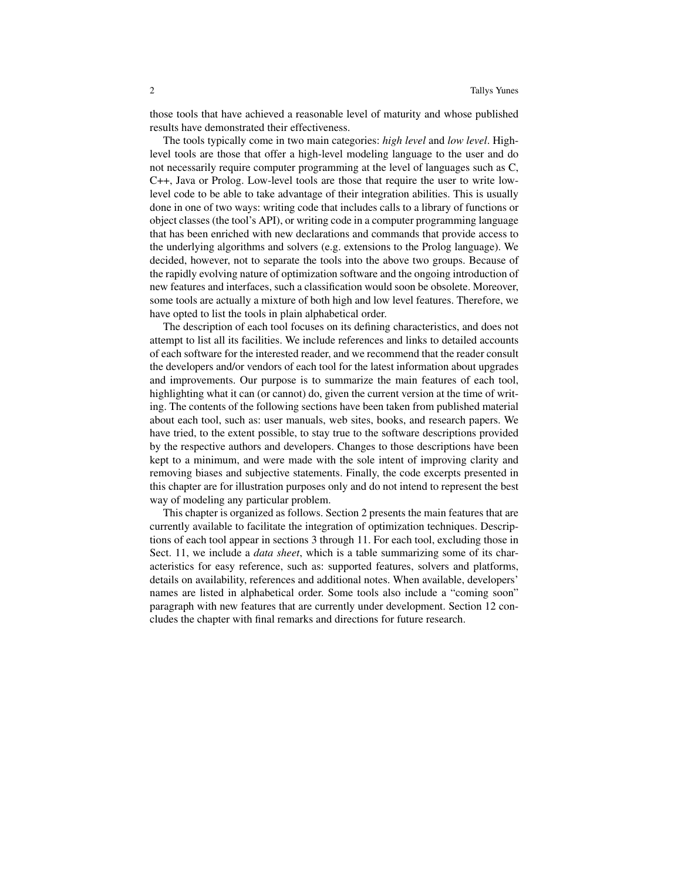those tools that have achieved a reasonable level of maturity and whose published results have demonstrated their effectiveness.

The tools typically come in two main categories: *high level* and *low level*. High-level tools are those that offer a high-level modeling language to the user and do not necessarily require computer programming at the level of languages such as C, C++, Java or Prolog. Low-level tools are those that require the user to write low-level code to be able to take advantage of their integration abilities. This is usually done in one of two ways: writing code that includes calls to a library of functions or object classes (the tool's API), or writing code in a computer programming language that has been enriched with new declarations and commands that provide access to the underlying algorithms and solvers (e.g. extensions to the Prolog language). We decided, however, not to separate the tools into the above two groups. Because of the rapidly evolving nature of optimization software and the ongoing introduction of new features and interfaces, such a classification would soon be obsolete. Moreover, some tools are actually a mixture of both high and low level features. Therefore, we have opted to list the tools in plain alphabetical order.

The description of each tool focuses on its defining characteristics, and does not attempt to list all its facilities. We include references and links to detailed accounts of each software for the interested reader, and we recommend that the reader consult the developers and/or vendors of each tool for the latest information about upgrades and improvements. Our purpose is to summarize the main features of each tool, highlighting what it can (or cannot) do, given the current version at the time of writing. The contents of the following sections have been taken from published material about each tool, such as: user manuals, web sites, books, and research papers. We have tried, to the extent possible, to stay true to the software descriptions provided by the respective authors and developers. Changes to those descriptions have been kept to a minimum, and were made with the sole intent of improving clarity and removing biases and subjective statements. Finally, the code excerpts presented in this chapter are for illustration purposes only and do not intend to represent the best way of modeling any particular problem.

This chapter is organized as follows. Section 2 presents the main features that are currently available to facilitate the integration of optimization techniques. Descriptions of each tool appear in sections 3 through 11. For each tool, excluding those in Sect. 11, we include a *data sheet*, which is a table summarizing some of its characteristics for easy reference, such as: supported features, solvers and platforms, details on availability, references and additional notes. When available, developers' names are listed in alphabetical order. Some tools also include a "coming soon" paragraph with new features that are currently under development. Section 12 concludes the chapter with final remarks and directions for future research.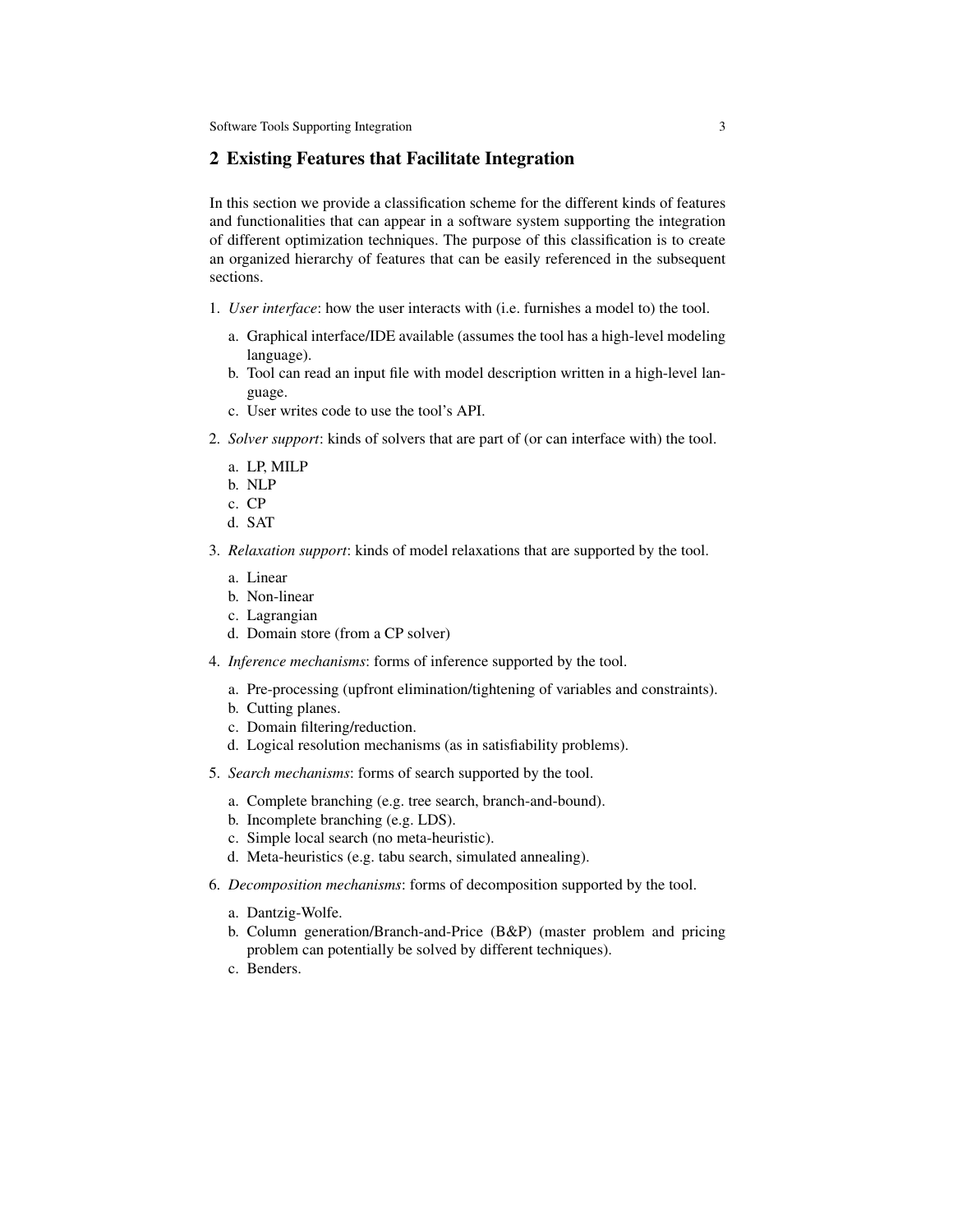## 2 Existing Features that Facilitate Integration

In this section we provide a classification scheme for the different kinds of features and functionalities that can appear in a software system supporting the integration of different optimization techniques. The purpose of this classification is to create an organized hierarchy of features that can be easily referenced in the subsequent sections.

1. *User interface*: how the user interacts with (i.e. furnishes a model to) the tool.
   a. Graphical interface/IDE available (assumes the tool has a high-level modeling language).
   b. Tool can read an input file with model description written in a high-level language.
   c. User writes code to use the tool's API.
2. *Solver support*: kinds of solvers that are part of (or can interface with) the tool.
   a. LP, MILP
   b. NLP
   c. CP
   d. SAT
3. *Relaxation support*: kinds of model relaxations that are supported by the tool.
   a. Linear
   b. Non-linear
   c. Lagrangian
   d. Domain store (from a CP solver)
4. *Inference mechanisms*: forms of inference supported by the tool.
   a. Pre-processing (upfront elimination/tightening of variables and constraints).
   b. Cutting planes.
   c. Domain filtering/reduction.
   d. Logical resolution mechanisms (as in satisfiability problems).
5. *Search mechanisms*: forms of search supported by the tool.
   a. Complete branching (e.g. tree search, branch-and-bound).
   b. Incomplete branching (e.g. LDS).
   c. Simple local search (no meta-heuristic).
   d. Meta-heuristics (e.g. tabu search, simulated annealing).
6. *Decomposition mechanisms*: forms of decomposition supported by the tool.
   a. Dantzig-Wolfe.
   b. Column generation/Branch-and-Price (B&P) (master problem and pricing problem can potentially be solved by different techniques).
   c. Benders.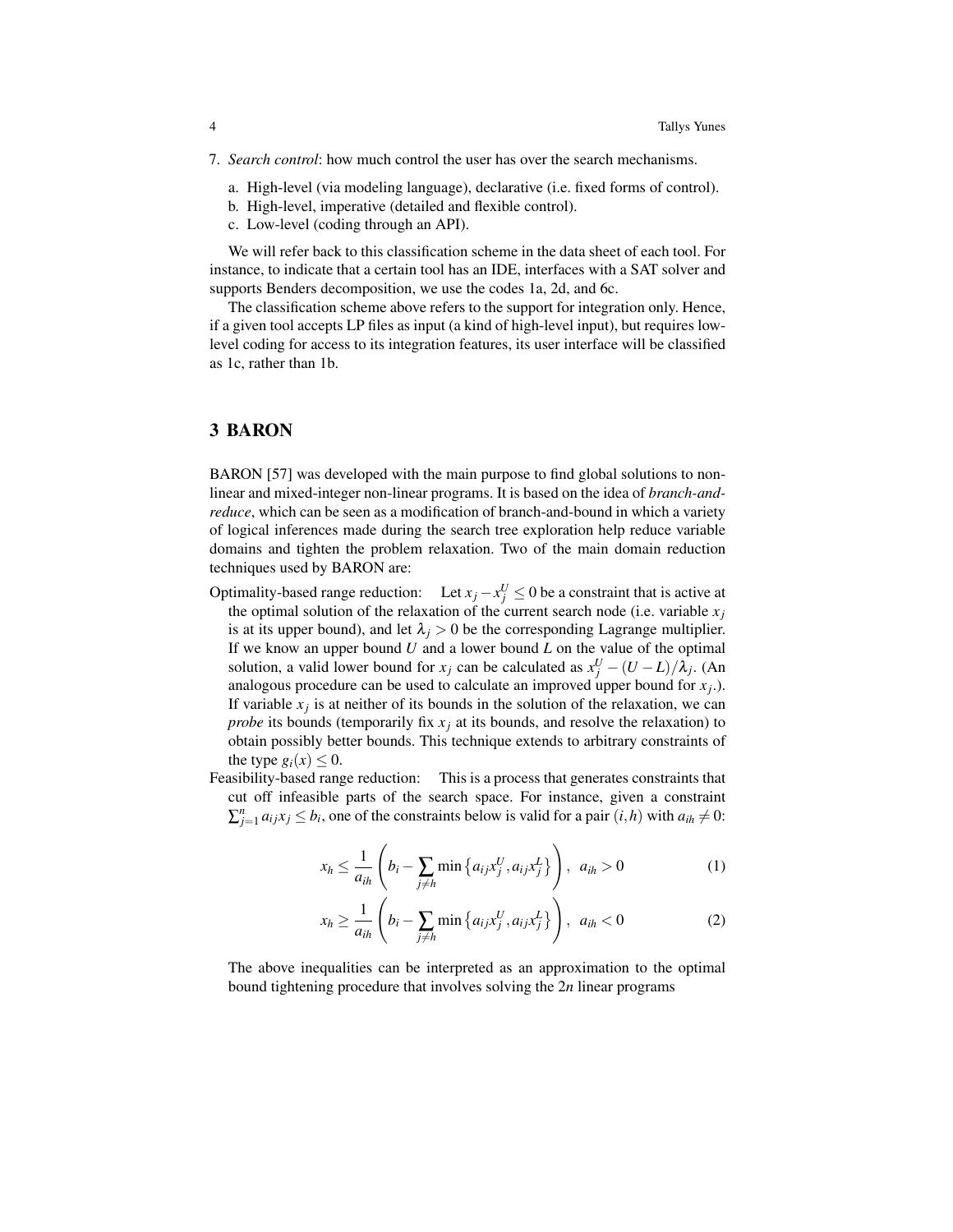7. *Search control*: how much control the user has over the search mechanisms.

   a. High-level (via modeling language), declarative (i.e. fixed forms of control).
   b. High-level, imperative (detailed and flexible control).
   c. Low-level (coding through an API).

We will refer back to this classification scheme in the data sheet of each tool. For instance, to indicate that a certain tool has an IDE, interfaces with a SAT solver and supports Benders decomposition, we use the codes 1a, 2d, and 6c.

The classification scheme above refers to the support for integration only. Hence, if a given tool accepts LP files as input (a kind of high-level input), but requires low-level coding for access to its integration features, its user interface will be classified as 1c, rather than 1b.

## 3 BARON

BARON [57] was developed with the main purpose to find global solutions to non-linear and mixed-integer non-linear programs. It is based on the idea of *branch-and-reduce*, which can be seen as a modification of branch-and-bound in which a variety of logical inferences made during the search tree exploration help reduce variable domains and tighten the problem relaxation. Two of the main domain reduction techniques used by BARON are:

Optimality-based range reduction: Let $x_j - x_j^U \leq 0$ be a constraint that is active at the optimal solution of the relaxation of the current search node (i.e. variable $x_j$ is at its upper bound), and let $\lambda_j > 0$ be the corresponding Lagrange multiplier. If we know an upper bound $U$ and a lower bound $L$ on the value of the optimal solution, a valid lower bound for $x_j$ can be calculated as $x_j^U - (U - L)/\lambda_j$. (An analogous procedure can be used to calculate an improved upper bound for $x_j$.). If variable $x_j$ is at neither of its bounds in the solution of the relaxation, we can *probe* its bounds (temporarily fix $x_j$ at its bounds, and resolve the relaxation) to obtain possibly better bounds. This technique extends to arbitrary constraints of the type $g_i(x) \leq 0$.

Feasibility-based range reduction: This is a process that generates constraints that cut off infeasible parts of the search space. For instance, given a constraint $\sum_{j=1}^{n} a_{ij} x_j \leq b_i$, one of the constraints below is valid for a pair $(i,h)$ with $a_{ih} \neq 0$:

$$x_h \leq \frac{1}{a_{ih}} \left( b_i - \sum_{j \neq h} \min\left\{ a_{ij} x_j^U, a_{ij} x_j^L \right\} \right), \quad a_{ih} > 0 \tag{1}$$

$$x_h \geq \frac{1}{a_{ih}} \left( b_i - \sum_{j \neq h} \min\left\{ a_{ij} x_j^U, a_{ij} x_j^L \right\} \right), \quad a_{ih} < 0 \tag{2}$$

The above inequalities can be interpreted as an approximation to the optimal bound tightening procedure that involves solving the $2n$ linear programs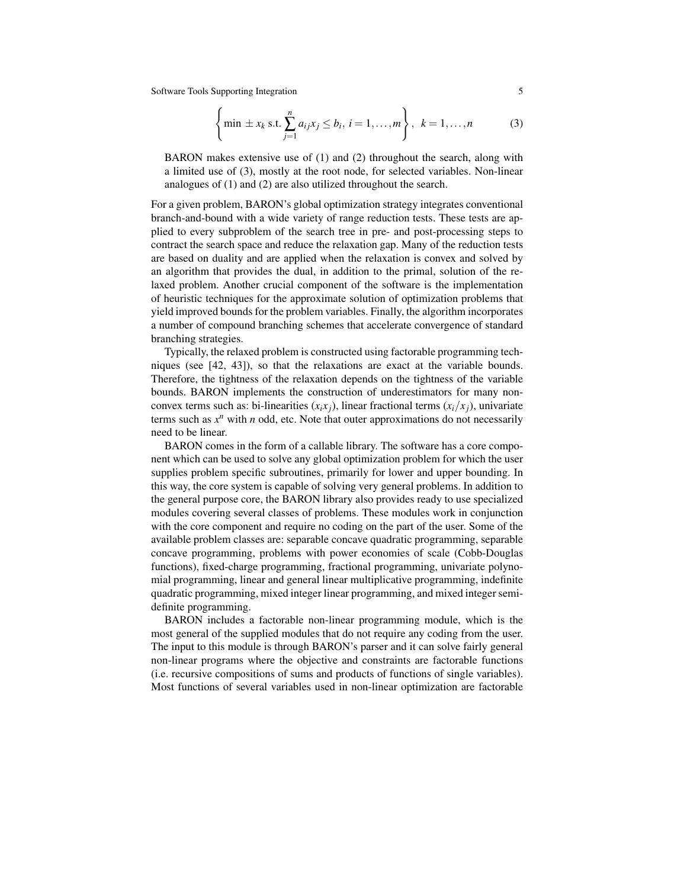$$\left\{ \min \pm x_k \text{ s.t.} \sum_{j=1}^{n} a_{ij} x_j \leq b_i,\ i = 1, \ldots, m \right\}, \quad k = 1, \ldots, n \tag{3}$$

BARON makes extensive use of (1) and (2) throughout the search, along with a limited use of (3), mostly at the root node, for selected variables. Non-linear analogues of (1) and (2) are also utilized throughout the search.

For a given problem, BARON's global optimization strategy integrates conventional branch-and-bound with a wide variety of range reduction tests. These tests are applied to every subproblem of the search tree in pre- and post-processing steps to contract the search space and reduce the relaxation gap. Many of the reduction tests are based on duality and are applied when the relaxation is convex and solved by an algorithm that provides the dual, in addition to the primal, solution of the relaxed problem. Another crucial component of the software is the implementation of heuristic techniques for the approximate solution of optimization problems that yield improved bounds for the problem variables. Finally, the algorithm incorporates a number of compound branching schemes that accelerate convergence of standard branching strategies.

Typically, the relaxed problem is constructed using factorable programming techniques (see [42, 43]), so that the relaxations are exact at the variable bounds. Therefore, the tightness of the relaxation depends on the tightness of the variable bounds. BARON implements the construction of underestimators for many nonconvex terms such as: bi-linearities ($x_i x_j$), linear fractional terms ($x_i/x_j$), univariate terms such as $x^n$ with $n$ odd, etc. Note that outer approximations do not necessarily need to be linear.

BARON comes in the form of a callable library. The software has a core component which can be used to solve any global optimization problem for which the user supplies problem specific subroutines, primarily for lower and upper bounding. In this way, the core system is capable of solving very general problems. In addition to the general purpose core, the BARON library also provides ready to use specialized modules covering several classes of problems. These modules work in conjunction with the core component and require no coding on the part of the user. Some of the available problem classes are: separable concave quadratic programming, separable concave programming, problems with power economies of scale (Cobb-Douglas functions), fixed-charge programming, fractional programming, univariate polynomial programming, linear and general linear multiplicative programming, indefinite quadratic programming, mixed integer linear programming, and mixed integer semidefinite programming.

BARON includes a factorable non-linear programming module, which is the most general of the supplied modules that do not require any coding from the user. The input to this module is through BARON's parser and it can solve fairly general non-linear programs where the objective and constraints are factorable functions (i.e. recursive compositions of sums and products of functions of single variables). Most functions of several variables used in non-linear optimization are factorable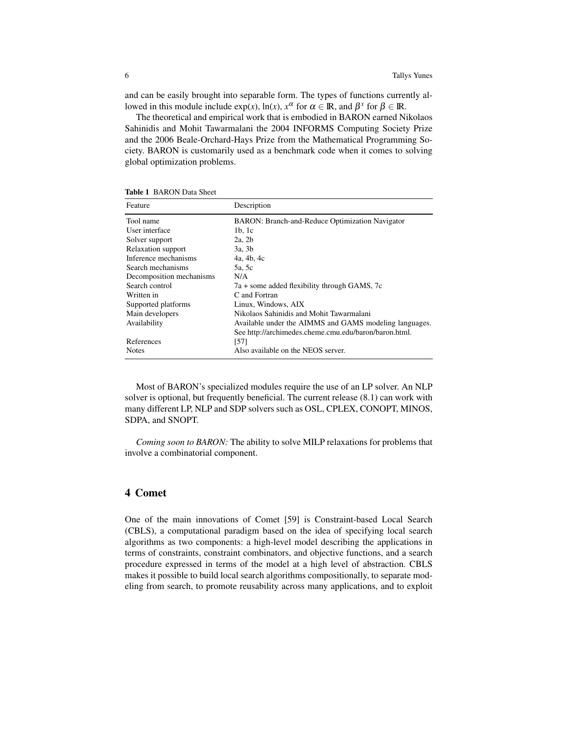and can be easily brought into separable form. The types of functions currently allowed in this module include $\exp(x)$, $\ln(x)$, $x^\alpha$ for $\alpha \in \mathbb{R}$, and $\beta^x$ for $\beta \in \mathbb{R}$.

The theoretical and empirical work that is embodied in BARON earned Nikolaos Sahinidis and Mohit Tawarmalani the 2004 INFORMS Computing Society Prize and the 2006 Beale-Orchard-Hays Prize from the Mathematical Programming Society. BARON is customarily used as a benchmark code when it comes to solving global optimization problems.

**Table 1** BARON Data Sheet

| Feature | Description |
| --- | --- |
| Tool name | BARON: Branch-and-Reduce Optimization Navigator |
| User interface | 1b, 1c |
| Solver support | 2a, 2b |
| Relaxation support | 3a, 3b |
| Inference mechanisms | 4a, 4b, 4c |
| Search mechanisms | 5a, 5c |
| Decomposition mechanisms | N/A |
| Search control | 7a + some added flexibility through GAMS, 7c |
| Written in | C and Fortran |
| Supported platforms | Linux, Windows, AIX |
| Main developers | Nikolaos Sahinidis and Mohit Tawarmalani |
| Availability | Available under the AIMMS and GAMS modeling languages. See http://archimedes.cheme.cmu.edu/baron/baron.html. |
| References | [57] |
| Notes | Also available on the NEOS server. |

Most of BARON's specialized modules require the use of an LP solver. An NLP solver is optional, but frequently beneficial. The current release (8.1) can work with many different LP, NLP and SDP solvers such as OSL, CPLEX, CONOPT, MINOS, SDPA, and SNOPT.

*Coming soon to BARON:* The ability to solve MILP relaxations for problems that involve a combinatorial component.

## 4 Comet

One of the main innovations of Comet [59] is Constraint-based Local Search (CBLS), a computational paradigm based on the idea of specifying local search algorithms as two components: a high-level model describing the applications in terms of constraints, constraint combinators, and objective functions, and a search procedure expressed in terms of the model at a high level of abstraction. CBLS makes it possible to build local search algorithms compositionally, to separate modeling from search, to promote reusability across many applications, and to exploit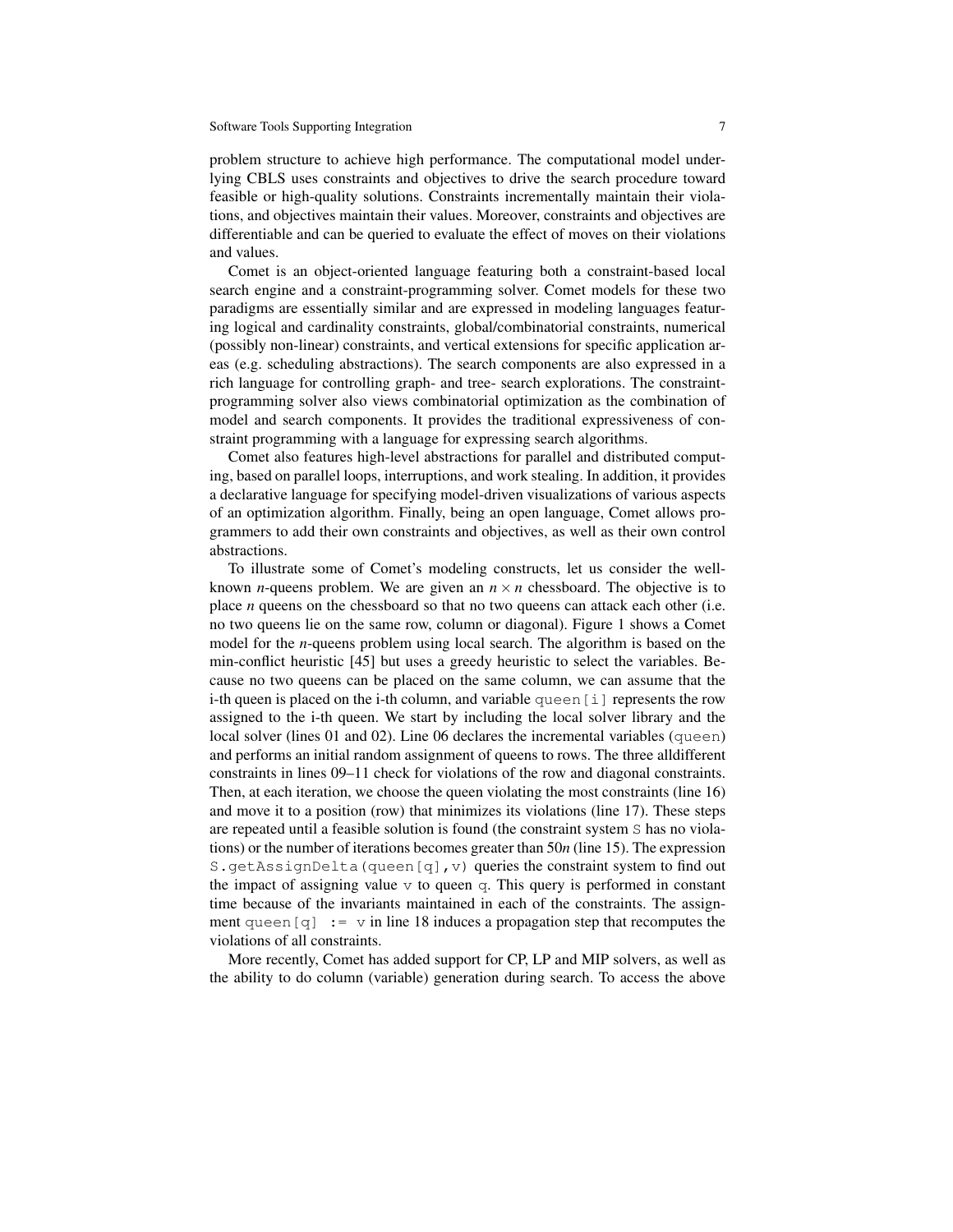problem structure to achieve high performance. The computational model underlying CBLS uses constraints and objectives to drive the search procedure toward feasible or high-quality solutions. Constraints incrementally maintain their violations, and objectives maintain their values. Moreover, constraints and objectives are differentiable and can be queried to evaluate the effect of moves on their violations and values.

Comet is an object-oriented language featuring both a constraint-based local search engine and a constraint-programming solver. Comet models for these two paradigms are essentially similar and are expressed in modeling languages featuring logical and cardinality constraints, global/combinatorial constraints, numerical (possibly non-linear) constraints, and vertical extensions for specific application areas (e.g. scheduling abstractions). The search components are also expressed in a rich language for controlling graph- and tree- search explorations. The constraint-programming solver also views combinatorial optimization as the combination of model and search components. It provides the traditional expressiveness of constraint programming with a language for expressing search algorithms.

Comet also features high-level abstractions for parallel and distributed computing, based on parallel loops, interruptions, and work stealing. In addition, it provides a declarative language for specifying model-driven visualizations of various aspects of an optimization algorithm. Finally, being an open language, Comet allows programmers to add their own constraints and objectives, as well as their own control abstractions.

To illustrate some of Comet's modeling constructs, let us consider the well-known $n$-queens problem. We are given an $n \times n$ chessboard. The objective is to place $n$ queens on the chessboard so that no two queens can attack each other (i.e. no two queens lie on the same row, column or diagonal). Figure 1 shows a Comet model for the $n$-queens problem using local search. The algorithm is based on the min-conflict heuristic [45] but uses a greedy heuristic to select the variables. Because no two queens can be placed on the same column, we can assume that the i-th queen is placed on the i-th column, and variable `queen[i]` represents the row assigned to the i-th queen. We start by including the local solver library and the local solver (lines 01 and 02). Line 06 declares the incremental variables (`queen`) and performs an initial random assignment of queens to rows. The three alldifferent constraints in lines 09–11 check for violations of the row and diagonal constraints. Then, at each iteration, we choose the queen violating the most constraints (line 16) and move it to a position (row) that minimizes its violations (line 17). These steps are repeated until a feasible solution is found (the constraint system `S` has no violations) or the number of iterations becomes greater than $50n$ (line 15). The expression `S.getAssignDelta(queen[q],v)` queries the constraint system to find out the impact of assigning value `v` to queen `q`. This query is performed in constant time because of the invariants maintained in each of the constraints. The assignment `queen[q] := v` in line 18 induces a propagation step that recomputes the violations of all constraints.

More recently, Comet has added support for CP, LP and MIP solvers, as well as the ability to do column (variable) generation during search. To access the above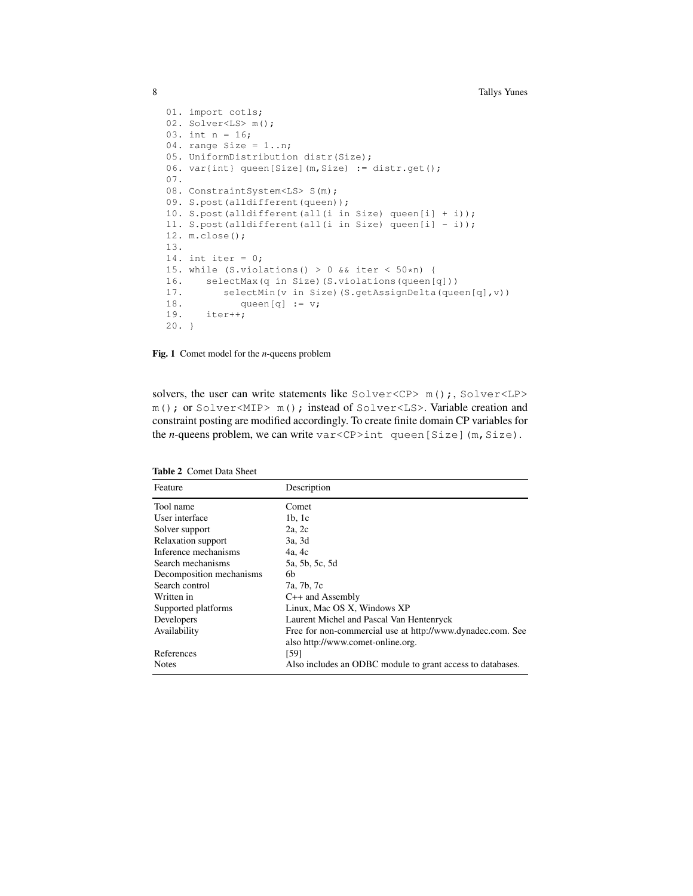```
01. import cotls;
02. Solver<LS> m();
03. int n = 16;
04. range Size = 1..n;
05. UniformDistribution distr(Size);
06. var{int} queen[Size](m,Size) := distr.get();
07.
08. ConstraintSystem<LS> S(m);
09. S.post(alldifferent(queen));
10. S.post(alldifferent(all(i in Size) queen[i] + i));
11. S.post(alldifferent(all(i in Size) queen[i] - i));
12. m.close();
13.
14. int iter = 0;
15. while (S.violations() > 0 && iter < 50*n) {
16.    selectMax(q in Size)(S.violations(queen[q]))
17.       selectMin(v in Size)(S.getAssignDelta(queen[q],v))
18.          queen[q] := v;
19.    iter++;
20. }
```

**Fig. 1** Comet model for the *n*-queens problem

solvers, the user can write statements like `Solver<CP> m();`, `Solver<LP> m();` or `Solver<MIP> m();` instead of `Solver<LS>`. Variable creation and constraint posting are modified accordingly. To create finite domain CP variables for the *n*-queens problem, we can write `var<CP>int queen[Size](m,Size)`.

**Table 2** Comet Data Sheet

| Feature | Description |
|---|---|
| Tool name | Comet |
| User interface | 1b, 1c |
| Solver support | 2a, 2c |
| Relaxation support | 3a, 3d |
| Inference mechanisms | 4a, 4c |
| Search mechanisms | 5a, 5b, 5c, 5d |
| Decomposition mechanisms | 6b |
| Search control | 7a, 7b, 7c |
| Written in | C++ and Assembly |
| Supported platforms | Linux, Mac OS X, Windows XP |
| Developers | Laurent Michel and Pascal Van Hentenryck |
| Availability | Free for non-commercial use at http://www.dynadec.com. See also http://www.comet-online.org. |
| References | [59] |
| Notes | Also includes an ODBC module to grant access to databases. |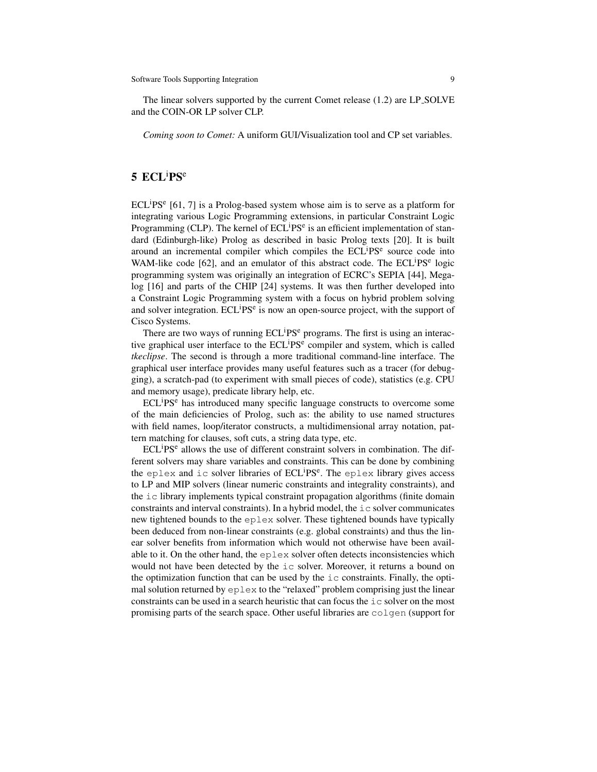The linear solvers supported by the current Comet release (1.2) are LP_SOLVE and the COIN-OR LP solver CLP.

*Coming soon to Comet:* A uniform GUI/Visualization tool and CP set variables.

## 5 ECL$^i$PS$^e$

ECL$^i$PS$^e$ [61, 7] is a Prolog-based system whose aim is to serve as a platform for integrating various Logic Programming extensions, in particular Constraint Logic Programming (CLP). The kernel of ECL$^i$PS$^e$ is an efficient implementation of standard (Edinburgh-like) Prolog as described in basic Prolog texts [20]. It is built around an incremental compiler which compiles the ECL$^i$PS$^e$ source code into WAM-like code [62], and an emulator of this abstract code. The ECL$^i$PS$^e$ logic programming system was originally an integration of ECRC's SEPIA [44], Megalog [16] and parts of the CHIP [24] systems. It was then further developed into a Constraint Logic Programming system with a focus on hybrid problem solving and solver integration. ECL$^i$PS$^e$ is now an open-source project, with the support of Cisco Systems.

There are two ways of running ECL$^i$PS$^e$ programs. The first is using an interactive graphical user interface to the ECL$^i$PS$^e$ compiler and system, which is called *tkeclipse*. The second is through a more traditional command-line interface. The graphical user interface provides many useful features such as a tracer (for debugging), a scratch-pad (to experiment with small pieces of code), statistics (e.g. CPU and memory usage), predicate library help, etc.

ECL$^i$PS$^e$ has introduced many specific language constructs to overcome some of the main deficiencies of Prolog, such as: the ability to use named structures with field names, loop/iterator constructs, a multidimensional array notation, pattern matching for clauses, soft cuts, a string data type, etc.

ECL$^i$PS$^e$ allows the use of different constraint solvers in combination. The different solvers may share variables and constraints. This can be done by combining the `eplex` and `ic` solver libraries of ECL$^i$PS$^e$. The `eplex` library gives access to LP and MIP solvers (linear numeric constraints and integrality constraints), and the `ic` library implements typical constraint propagation algorithms (finite domain constraints and interval constraints). In a hybrid model, the `ic` solver communicates new tightened bounds to the `eplex` solver. These tightened bounds have typically been deduced from non-linear constraints (e.g. global constraints) and thus the linear solver benefits from information which would not otherwise have been available to it. On the other hand, the `eplex` solver often detects inconsistencies which would not have been detected by the `ic` solver. Moreover, it returns a bound on the optimization function that can be used by the `ic` constraints. Finally, the optimal solution returned by `eplex` to the "relaxed" problem comprising just the linear constraints can be used in a search heuristic that can focus the `ic` solver on the most promising parts of the search space. Other useful libraries are `colgen` (support for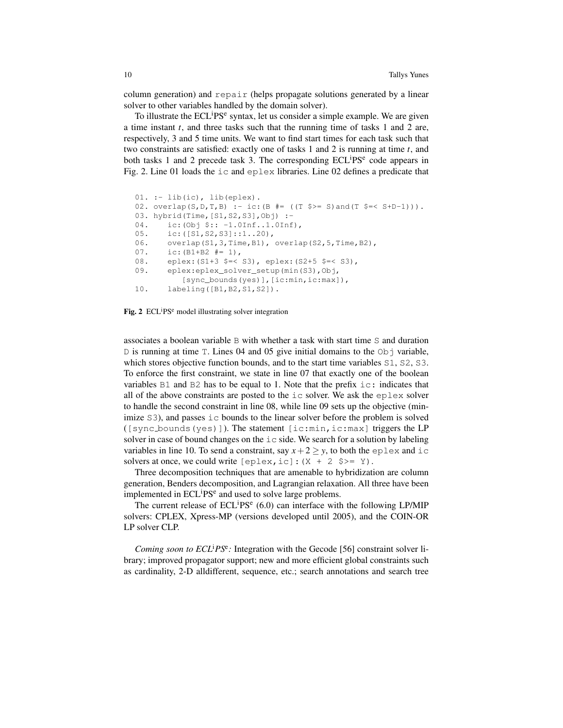column generation) and `repair` (helps propagate solutions generated by a linear solver to other variables handled by the domain solver).

To illustrate the ECL$^i$PS$^e$ syntax, let us consider a simple example. We are given a time instant *t*, and three tasks such that the running time of tasks 1 and 2 are, respectively, 3 and 5 time units. We want to find start times for each task such that two constraints are satisfied: exactly one of tasks 1 and 2 is running at time *t*, and both tasks 1 and 2 precede task 3. The corresponding ECL$^i$PS$^e$ code appears in Fig. 2. Line 01 loads the `ic` and `eplex` libraries. Line 02 defines a predicate that

```
01. :- lib(ic), lib(eplex).
02. overlap(S,D,T,B) :- ic:(B #= ((T $>= S)and(T $=< S+D-1))).
03. hybrid(Time,[S1,S2,S3],Obj) :-
04.     ic:(Obj $:: -1.0Inf..1.0Inf),
05.     ic:([S1,S2,S3]::1..20),
06.     overlap(S1,3,Time,B1), overlap(S2,5,Time,B2),
07.     ic:(B1+B2 #= 1),
08.     eplex:(S1+3 $=< S3), eplex:(S2+5 $=< S3),
09.     eplex:eplex_solver_setup(min(S3),Obj,
            [sync_bounds(yes)],[ic:min,ic:max]),
10.     labeling([B1,B2,S1,S2]).
```

**Fig. 2** ECL$^i$PS$^e$ model illustrating solver integration

associates a boolean variable `B` with whether a task with start time `S` and duration `D` is running at time `T`. Lines 04 and 05 give initial domains to the `Obj` variable, which stores objective function bounds, and to the start time variables `S1`, `S2`, `S3`. To enforce the first constraint, we state in line 07 that exactly one of the boolean variables `B1` and `B2` has to be equal to 1. Note that the prefix `ic:` indicates that all of the above constraints are posted to the `ic` solver. We ask the `eplex` solver to handle the second constraint in line 08, while line 09 sets up the objective (minimize `S3`), and passes `ic` bounds to the linear solver before the problem is solved (`[sync_bounds(yes)]`). The statement `[ic:min,ic:max]` triggers the LP solver in case of bound changes on the `ic` side. We search for a solution by labeling variables in line 10. To send a constraint, say $x + 2 \geq y$, to both the `eplex` and `ic` solvers at once, we could write `[eplex,ic]:(X + 2 $>= Y)`.

Three decomposition techniques that are amenable to hybridization are column generation, Benders decomposition, and Lagrangian relaxation. All three have been implemented in ECL$^i$PS$^e$ and used to solve large problems.

The current release of ECL$^i$PS$^e$ (6.0) can interface with the following LP/MIP solvers: CPLEX, Xpress-MP (versions developed until 2005), and the COIN-OR LP solver CLP.

*Coming soon to ECL$^i$PS$^e$:* Integration with the Gecode [56] constraint solver library; improved propagator support; new and more efficient global constraints such as cardinality, 2-D alldifferent, sequence, etc.; search annotations and search tree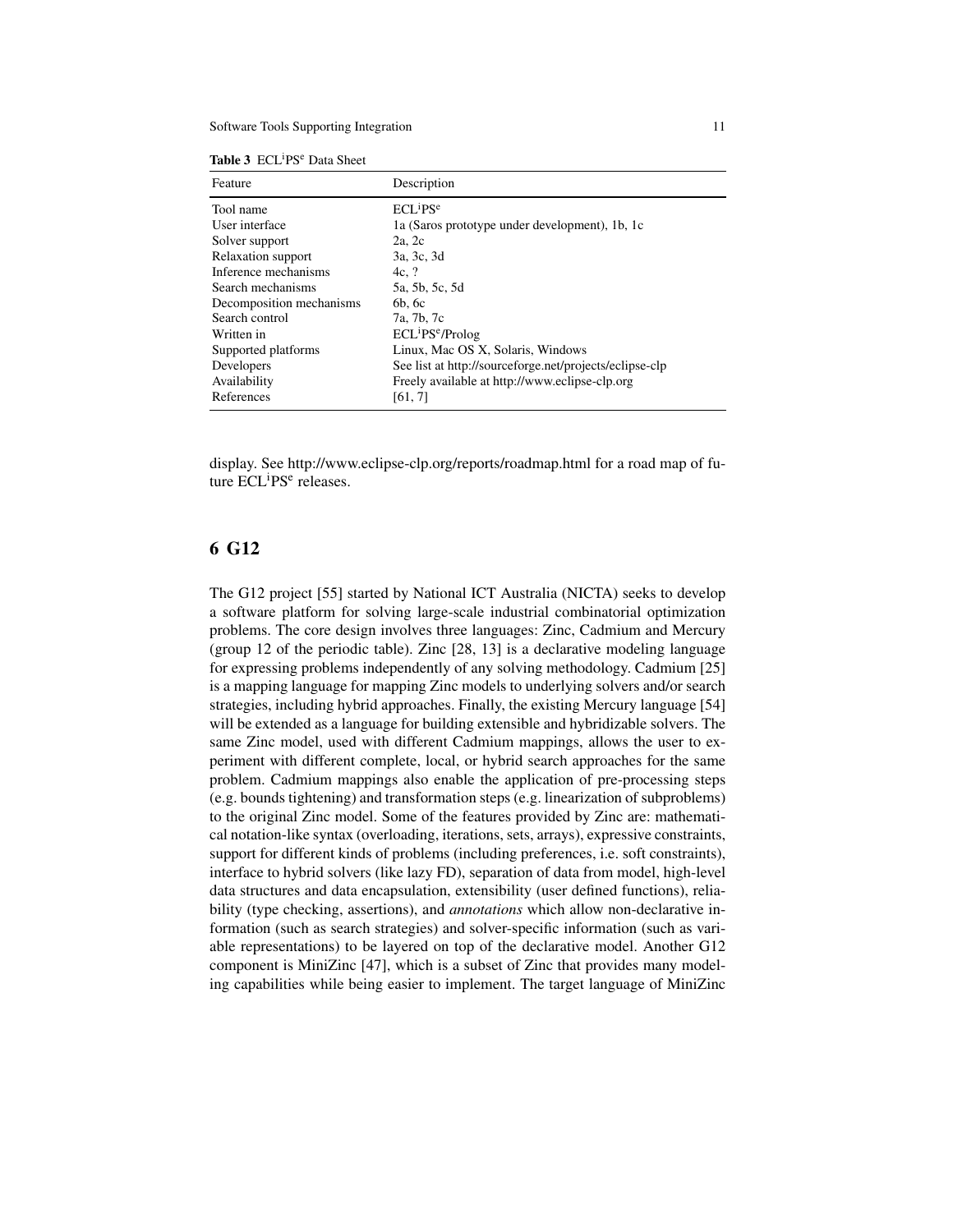**Table 3** ECL$^{i}$PS$^{e}$ Data Sheet

| Feature | Description |
|---|---|
| Tool name | ECL$^{i}$PS$^{e}$ |
| User interface | 1a (Saros prototype under development), 1b, 1c |
| Solver support | 2a, 2c |
| Relaxation support | 3a, 3c, 3d |
| Inference mechanisms | 4c, ? |
| Search mechanisms | 5a, 5b, 5c, 5d |
| Decomposition mechanisms | 6b, 6c |
| Search control | 7a, 7b, 7c |
| Written in | ECL$^{i}$PS$^{e}$/Prolog |
| Supported platforms | Linux, Mac OS X, Solaris, Windows |
| Developers | See list at http://sourceforge.net/projects/eclipse-clp |
| Availability | Freely available at http://www.eclipse-clp.org |
| References | [61, 7] |

display. See http://www.eclipse-clp.org/reports/roadmap.html for a road map of future ECL$^{i}$PS$^{e}$ releases.

## 6 G12

The G12 project [55] started by National ICT Australia (NICTA) seeks to develop a software platform for solving large-scale industrial combinatorial optimization problems. The core design involves three languages: Zinc, Cadmium and Mercury (group 12 of the periodic table). Zinc [28, 13] is a declarative modeling language for expressing problems independently of any solving methodology. Cadmium [25] is a mapping language for mapping Zinc models to underlying solvers and/or search strategies, including hybrid approaches. Finally, the existing Mercury language [54] will be extended as a language for building extensible and hybridizable solvers. The same Zinc model, used with different Cadmium mappings, allows the user to experiment with different complete, local, or hybrid search approaches for the same problem. Cadmium mappings also enable the application of pre-processing steps (e.g. bounds tightening) and transformation steps (e.g. linearization of subproblems) to the original Zinc model. Some of the features provided by Zinc are: mathematical notation-like syntax (overloading, iterations, sets, arrays), expressive constraints, support for different kinds of problems (including preferences, i.e. soft constraints), interface to hybrid solvers (like lazy FD), separation of data from model, high-level data structures and data encapsulation, extensibility (user defined functions), reliability (type checking, assertions), and *annotations* which allow non-declarative information (such as search strategies) and solver-specific information (such as variable representations) to be layered on top of the declarative model. Another G12 component is MiniZinc [47], which is a subset of Zinc that provides many modeling capabilities while being easier to implement. The target language of MiniZinc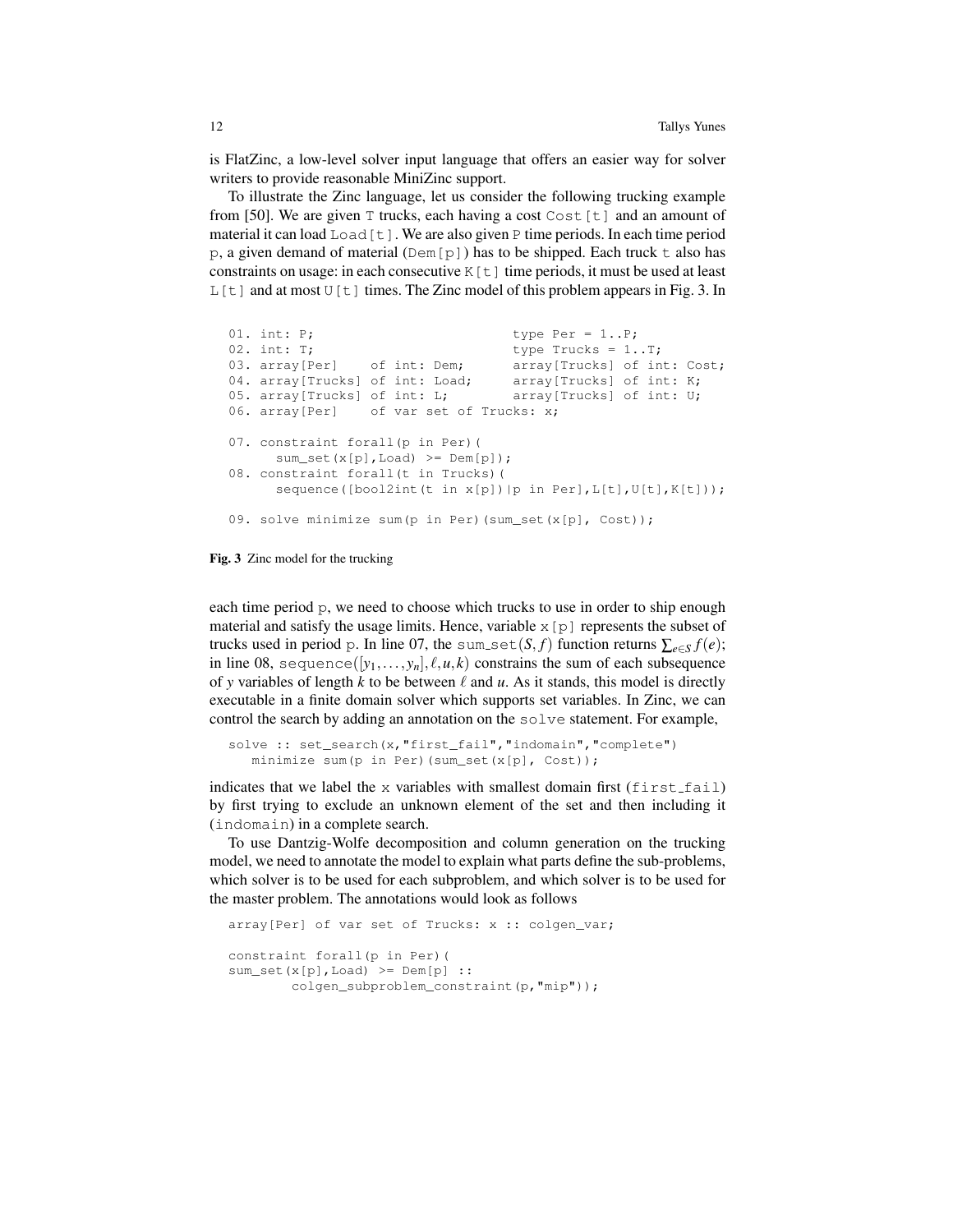is FlatZinc, a low-level solver input language that offers an easier way for solver writers to provide reasonable MiniZinc support.

To illustrate the Zinc language, let us consider the following trucking example from [50]. We are given `T` trucks, each having a cost `Cost[t]` and an amount of material it can load `Load[t]`. We are also given `P` time periods. In each time period `p`, a given demand of material (`Dem[p]`) has to be shipped. Each truck `t` also has constraints on usage: in each consecutive `K[t]` time periods, it must be used at least `L[t]` and at most `U[t]` times. The Zinc model of this problem appears in Fig. 3. In

```
01. int: P;                          type Per = 1..P;
02. int: T;                          type Trucks = 1..T;
03. array[Per]    of int: Dem;       array[Trucks] of int: Cost;
04. array[Trucks] of int: Load;      array[Trucks] of int: K;
05. array[Trucks] of int: L;         array[Trucks] of int: U;
06. array[Per]    of var set of Trucks: x;

07. constraint forall(p in Per)(
      sum_set(x[p],Load) >= Dem[p]);
08. constraint forall(t in Trucks)(
      sequence([bool2int(t in x[p])|p in Per],L[t],U[t],K[t]));

09. solve minimize sum(p in Per)(sum_set(x[p], Cost));
```

**Fig. 3** Zinc model for the trucking

each time period `p`, we need to choose which trucks to use in order to ship enough material and satisfy the usage limits. Hence, variable `x[p]` represents the subset of trucks used in period `p`. In line 07, the `sum_set`$(S,f)$ function returns $\sum_{e \in S} f(e)$; in line 08, `sequence`$([y_1,\ldots,y_n],\ell,u,k)$ constrains the sum of each subsequence of $y$ variables of length $k$ to be between $\ell$ and $u$. As it stands, this model is directly executable in a finite domain solver which supports set variables. In Zinc, we can control the search by adding an annotation on the `solve` statement. For example,

```
solve :: set_search(x,"first_fail","indomain","complete")
   minimize sum(p in Per)(sum_set(x[p], Cost));
```

indicates that we label the `x` variables with smallest domain first (`first_fail`) by first trying to exclude an unknown element of the set and then including it (`indomain`) in a complete search.

To use Dantzig-Wolfe decomposition and column generation on the trucking model, we need to annotate the model to explain what parts define the sub-problems, which solver is to be used for each subproblem, and which solver is to be used for the master problem. The annotations would look as follows

```
array[Per] of var set of Trucks: x :: colgen_var;

constraint forall(p in Per)(
sum_set(x[p],Load) >= Dem[p] ::
        colgen_subproblem_constraint(p,"mip"));
```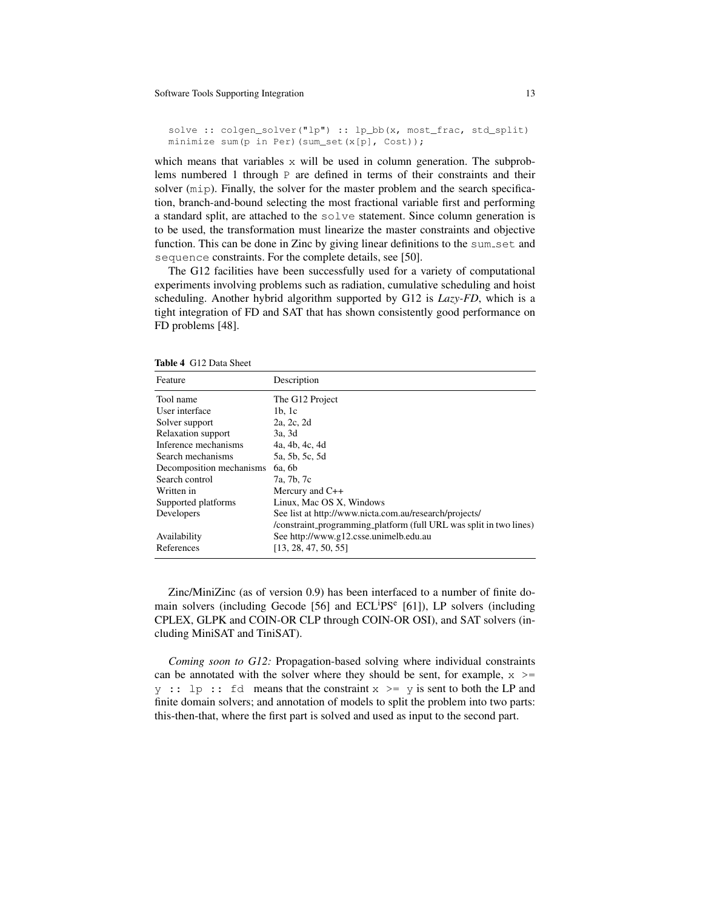```
solve :: colgen_solver("lp") :: lp_bb(x, most_frac, std_split)
minimize sum(p in Per)(sum_set(x[p], Cost));
```

which means that variables x will be used in column generation. The subproblems numbered 1 through P are defined in terms of their constraints and their solver (mip). Finally, the solver for the master problem and the search specification, branch-and-bound selecting the most fractional variable first and performing a standard split, are attached to the solve statement. Since column generation is to be used, the transformation must linearize the master constraints and objective function. This can be done in Zinc by giving linear definitions to the sum_set and sequence constraints. For the complete details, see [50].

The G12 facilities have been successfully used for a variety of computational experiments involving problems such as radiation, cumulative scheduling and hoist scheduling. Another hybrid algorithm supported by G12 is *Lazy-FD*, which is a tight integration of FD and SAT that has shown consistently good performance on FD problems [48].

**Table 4** G12 Data Sheet

| Feature | Description |
|---|---|
| Tool name | The G12 Project |
| User interface | 1b, 1c |
| Solver support | 2a, 2c, 2d |
| Relaxation support | 3a, 3d |
| Inference mechanisms | 4a, 4b, 4c, 4d |
| Search mechanisms | 5a, 5b, 5c, 5d |
| Decomposition mechanisms | 6a, 6b |
| Search control | 7a, 7b, 7c |
| Written in | Mercury and C++ |
| Supported platforms | Linux, Mac OS X, Windows |
| Developers | See list at http://www.nicta.com.au/research/projects/ /constraint_programming_platform (full URL was split in two lines) |
| Availability | See http://www.g12.csse.unimelb.edu.au |
| References | [13, 28, 47, 50, 55] |

Zinc/MiniZinc (as of version 0.9) has been interfaced to a number of finite domain solvers (including Gecode [56] and ECL$^i$PS$^e$ [61]), LP solvers (including CPLEX, GLPK and COIN-OR CLP through COIN-OR OSI), and SAT solvers (including MiniSAT and TiniSAT).

*Coming soon to G12:* Propagation-based solving where individual constraints can be annotated with the solver where they should be sent, for example, `x >= y :: lp :: fd` means that the constraint `x >= y` is sent to both the LP and finite domain solvers; and annotation of models to split the problem into two parts: this-then-that, where the first part is solved and used as input to the second part.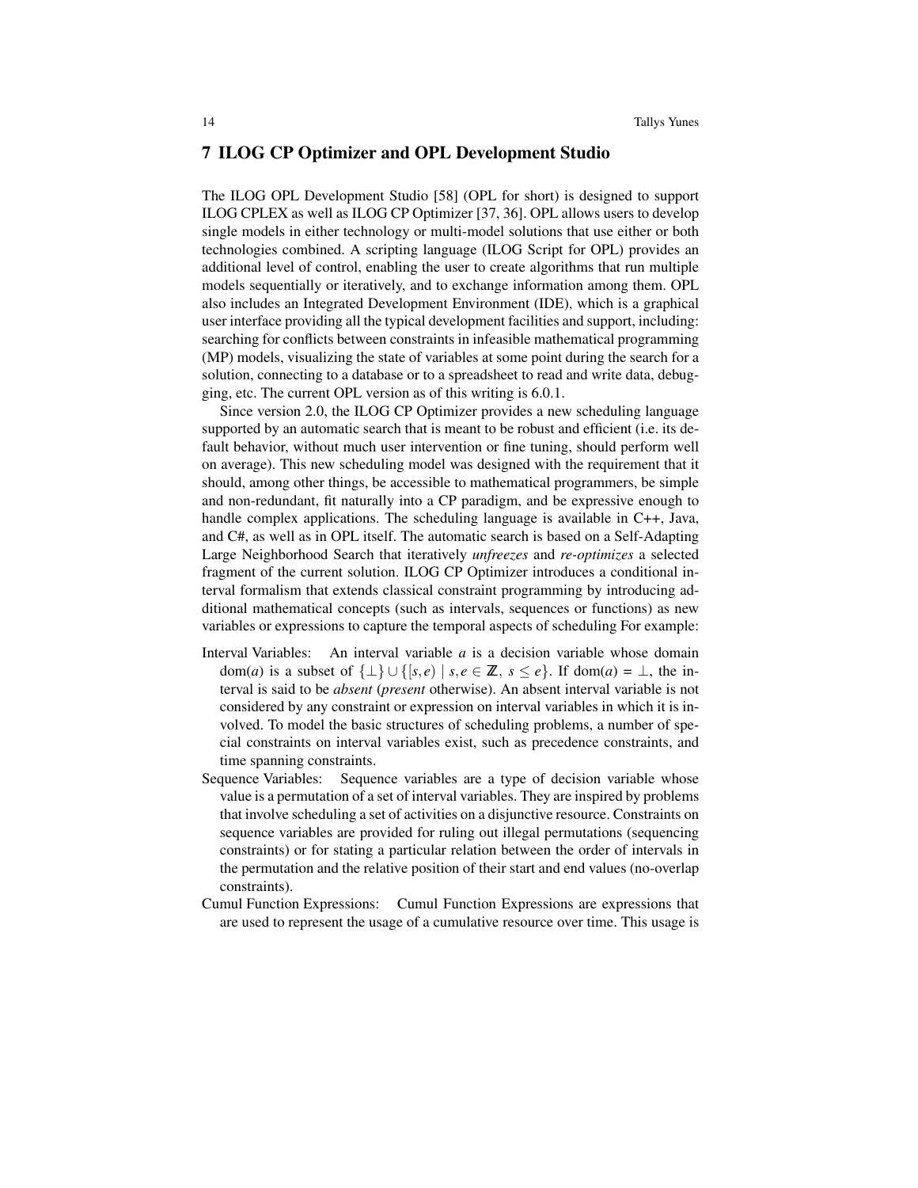## 7 ILOG CP Optimizer and OPL Development Studio

The ILOG OPL Development Studio [58] (OPL for short) is designed to support ILOG CPLEX as well as ILOG CP Optimizer [37, 36]. OPL allows users to develop single models in either technology or multi-model solutions that use either or both technologies combined. A scripting language (ILOG Script for OPL) provides an additional level of control, enabling the user to create algorithms that run multiple models sequentially or iteratively, and to exchange information among them. OPL also includes an Integrated Development Environment (IDE), which is a graphical user interface providing all the typical development facilities and support, including: searching for conflicts between constraints in infeasible mathematical programming (MP) models, visualizing the state of variables at some point during the search for a solution, connecting to a database or to a spreadsheet to read and write data, debugging, etc. The current OPL version as of this writing is 6.0.1.

Since version 2.0, the ILOG CP Optimizer provides a new scheduling language supported by an automatic search that is meant to be robust and efficient (i.e. its default behavior, without much user intervention or fine tuning, should perform well on average). This new scheduling model was designed with the requirement that it should, among other things, be accessible to mathematical programmers, be simple and non-redundant, fit naturally into a CP paradigm, and be expressive enough to handle complex applications. The scheduling language is available in C++, Java, and C#, as well as in OPL itself. The automatic search is based on a Self-Adapting Large Neighborhood Search that iteratively *unfreezes* and *re-optimizes* a selected fragment of the current solution. ILOG CP Optimizer introduces a conditional interval formalism that extends classical constraint programming by introducing additional mathematical concepts (such as intervals, sequences or functions) as new variables or expressions to capture the temporal aspects of scheduling For example:

Interval Variables: An interval variable $a$ is a decision variable whose domain $\text{dom}(a)$ is a subset of $\{\perp\} \cup \{[s,e) \mid s,e \in \mathbb{Z},\ s \leq e\}$. If $\text{dom}(a) = \perp$, the interval is said to be *absent* (*present* otherwise). An absent interval variable is not considered by any constraint or expression on interval variables in which it is involved. To model the basic structures of scheduling problems, a number of special constraints on interval variables exist, such as precedence constraints, and time spanning constraints.

Sequence Variables: Sequence variables are a type of decision variable whose value is a permutation of a set of interval variables. They are inspired by problems that involve scheduling a set of activities on a disjunctive resource. Constraints on sequence variables are provided for ruling out illegal permutations (sequencing constraints) or for stating a particular relation between the order of intervals in the permutation and the relative position of their start and end values (no-overlap constraints).

Cumul Function Expressions: Cumul Function Expressions are expressions that are used to represent the usage of a cumulative resource over time. This usage is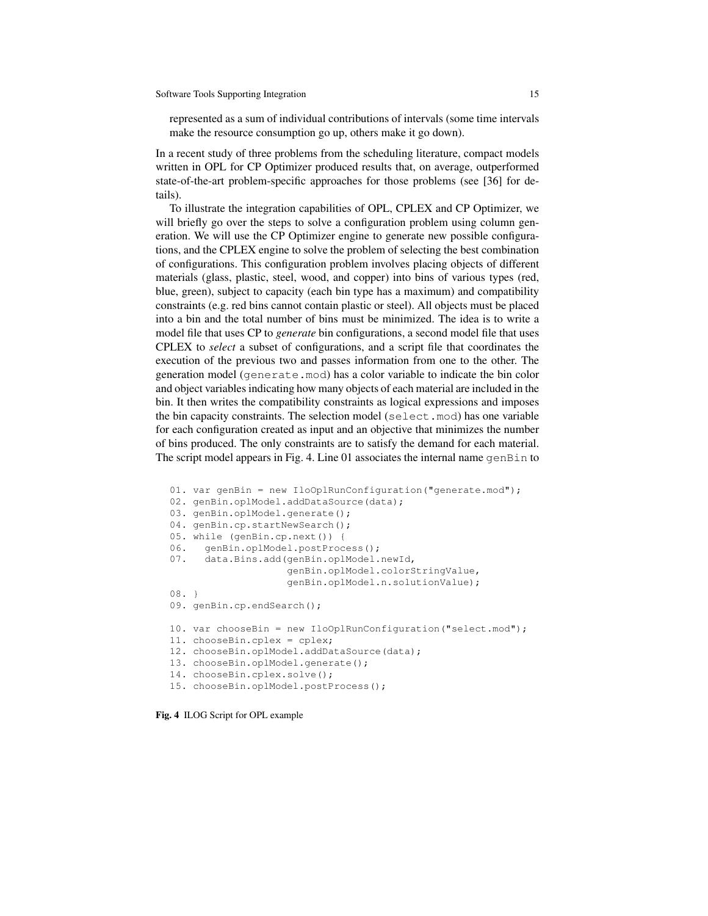represented as a sum of individual contributions of intervals (some time intervals make the resource consumption go up, others make it go down).

In a recent study of three problems from the scheduling literature, compact models written in OPL for CP Optimizer produced results that, on average, outperformed state-of-the-art problem-specific approaches for those problems (see [36] for details).

To illustrate the integration capabilities of OPL, CPLEX and CP Optimizer, we will briefly go over the steps to solve a configuration problem using column generation. We will use the CP Optimizer engine to generate new possible configurations, and the CPLEX engine to solve the problem of selecting the best combination of configurations. This configuration problem involves placing objects of different materials (glass, plastic, steel, wood, and copper) into bins of various types (red, blue, green), subject to capacity (each bin type has a maximum) and compatibility constraints (e.g. red bins cannot contain plastic or steel). All objects must be placed into a bin and the total number of bins must be minimized. The idea is to write a model file that uses CP to *generate* bin configurations, a second model file that uses CPLEX to *select* a subset of configurations, and a script file that coordinates the execution of the previous two and passes information from one to the other. The generation model (`generate.mod`) has a color variable to indicate the bin color and object variables indicating how many objects of each material are included in the bin. It then writes the compatibility constraints as logical expressions and imposes the bin capacity constraints. The selection model (`select.mod`) has one variable for each configuration created as input and an objective that minimizes the number of bins produced. The only constraints are to satisfy the demand for each material. The script model appears in Fig. 4. Line 01 associates the internal name `genBin` to

```
01. var genBin = new IloOplRunConfiguration("generate.mod");
02. genBin.oplModel.addDataSource(data);
03. genBin.oplModel.generate();
04. genBin.cp.startNewSearch();
05. while (genBin.cp.next()) {
06.   genBin.oplModel.postProcess();
07.   data.Bins.add(genBin.oplModel.newId,
                    genBin.oplModel.colorStringValue,
                    genBin.oplModel.n.solutionValue);
08. }
09. genBin.cp.endSearch();

10. var chooseBin = new IloOplRunConfiguration("select.mod");
11. chooseBin.cplex = cplex;
12. chooseBin.oplModel.addDataSource(data);
13. chooseBin.oplModel.generate();
14. chooseBin.cplex.solve();
15. chooseBin.oplModel.postProcess();
```

**Fig. 4** ILOG Script for OPL example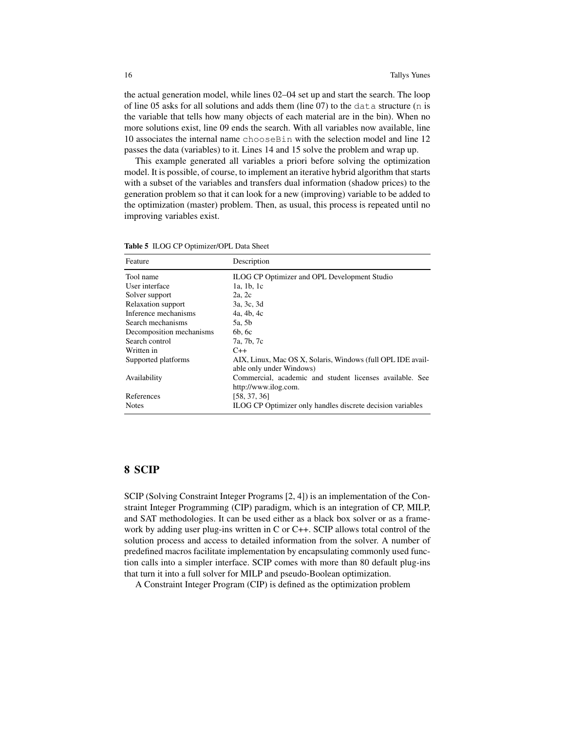the actual generation model, while lines 02–04 set up and start the search. The loop of line 05 asks for all solutions and adds them (line 07) to the `data` structure (`n` is the variable that tells how many objects of each material are in the bin). When no more solutions exist, line 09 ends the search. With all variables now available, line 10 associates the internal name `chooseBin` with the selection model and line 12 passes the data (variables) to it. Lines 14 and 15 solve the problem and wrap up.

This example generated all variables a priori before solving the optimization model. It is possible, of course, to implement an iterative hybrid algorithm that starts with a subset of the variables and transfers dual information (shadow prices) to the generation problem so that it can look for a new (improving) variable to be added to the optimization (master) problem. Then, as usual, this process is repeated until no improving variables exist.

**Table 5** ILOG CP Optimizer/OPL Data Sheet

| Feature | Description |
|---|---|
| Tool name | ILOG CP Optimizer and OPL Development Studio |
| User interface | 1a, 1b, 1c |
| Solver support | 2a, 2c |
| Relaxation support | 3a, 3c, 3d |
| Inference mechanisms | 4a, 4b, 4c |
| Search mechanisms | 5a, 5b |
| Decomposition mechanisms | 6b, 6c |
| Search control | 7a, 7b, 7c |
| Written in | C++ |
| Supported platforms | AIX, Linux, Mac OS X, Solaris, Windows (full OPL IDE available only under Windows) |
| Availability | Commercial, academic and student licenses available. See http://www.ilog.com. |
| References | [58, 37, 36] |
| Notes | ILOG CP Optimizer only handles discrete decision variables |

## 8 SCIP

SCIP (Solving Constraint Integer Programs [2, 4]) is an implementation of the Constraint Integer Programming (CIP) paradigm, which is an integration of CP, MILP, and SAT methodologies. It can be used either as a black box solver or as a framework by adding user plug-ins written in C or C++. SCIP allows total control of the solution process and access to detailed information from the solver. A number of predefined macros facilitate implementation by encapsulating commonly used function calls into a simpler interface. SCIP comes with more than 80 default plug-ins that turn it into a full solver for MILP and pseudo-Boolean optimization.

A Constraint Integer Program (CIP) is defined as the optimization problem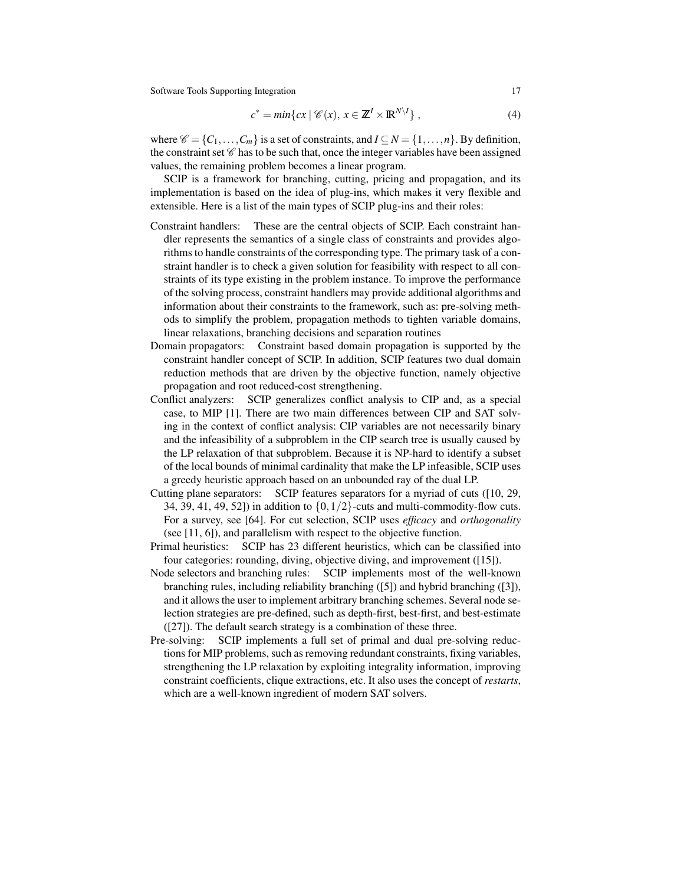$$c^* = min\{cx \mid \mathscr{C}(x),\ x \in \mathbb{Z}^I \times \mathbb{R}^{N \setminus I}\}\ , \tag{4}$$

where $\mathscr{C} = \{C_1, \ldots, C_m\}$ is a set of constraints, and $I \subseteq N = \{1, \ldots, n\}$. By definition, the constraint set $\mathscr{C}$ has to be such that, once the integer variables have been assigned values, the remaining problem becomes a linear program.

SCIP is a framework for branching, cutting, pricing and propagation, and its implementation is based on the idea of plug-ins, which makes it very flexible and extensible. Here is a list of the main types of SCIP plug-ins and their roles:

- Constraint handlers: These are the central objects of SCIP. Each constraint handler represents the semantics of a single class of constraints and provides algorithms to handle constraints of the corresponding type. The primary task of a constraint handler is to check a given solution for feasibility with respect to all constraints of its type existing in the problem instance. To improve the performance of the solving process, constraint handlers may provide additional algorithms and information about their constraints to the framework, such as: pre-solving methods to simplify the problem, propagation methods to tighten variable domains, linear relaxations, branching decisions and separation routines
- Domain propagators: Constraint based domain propagation is supported by the constraint handler concept of SCIP. In addition, SCIP features two dual domain reduction methods that are driven by the objective function, namely objective propagation and root reduced-cost strengthening.
- Conflict analyzers: SCIP generalizes conflict analysis to CIP and, as a special case, to MIP [1]. There are two main differences between CIP and SAT solving in the context of conflict analysis: CIP variables are not necessarily binary and the infeasibility of a subproblem in the CIP search tree is usually caused by the LP relaxation of that subproblem. Because it is NP-hard to identify a subset of the local bounds of minimal cardinality that make the LP infeasible, SCIP uses a greedy heuristic approach based on an unbounded ray of the dual LP.
- Cutting plane separators: SCIP features separators for a myriad of cuts ([10, 29, 34, 39, 41, 49, 52]) in addition to $\{0, 1/2\}$-cuts and multi-commodity-flow cuts. For a survey, see [64]. For cut selection, SCIP uses *efficacy* and *orthogonality* (see [11, 6]), and parallelism with respect to the objective function.
- Primal heuristics: SCIP has 23 different heuristics, which can be classified into four categories: rounding, diving, objective diving, and improvement ([15]).
- Node selectors and branching rules: SCIP implements most of the well-known branching rules, including reliability branching ([5]) and hybrid branching ([3]), and it allows the user to implement arbitrary branching schemes. Several node selection strategies are pre-defined, such as depth-first, best-first, and best-estimate ([27]). The default search strategy is a combination of these three.
- Pre-solving: SCIP implements a full set of primal and dual pre-solving reductions for MIP problems, such as removing redundant constraints, fixing variables, strengthening the LP relaxation by exploiting integrality information, improving constraint coefficients, clique extractions, etc. It also uses the concept of *restarts*, which are a well-known ingredient of modern SAT solvers.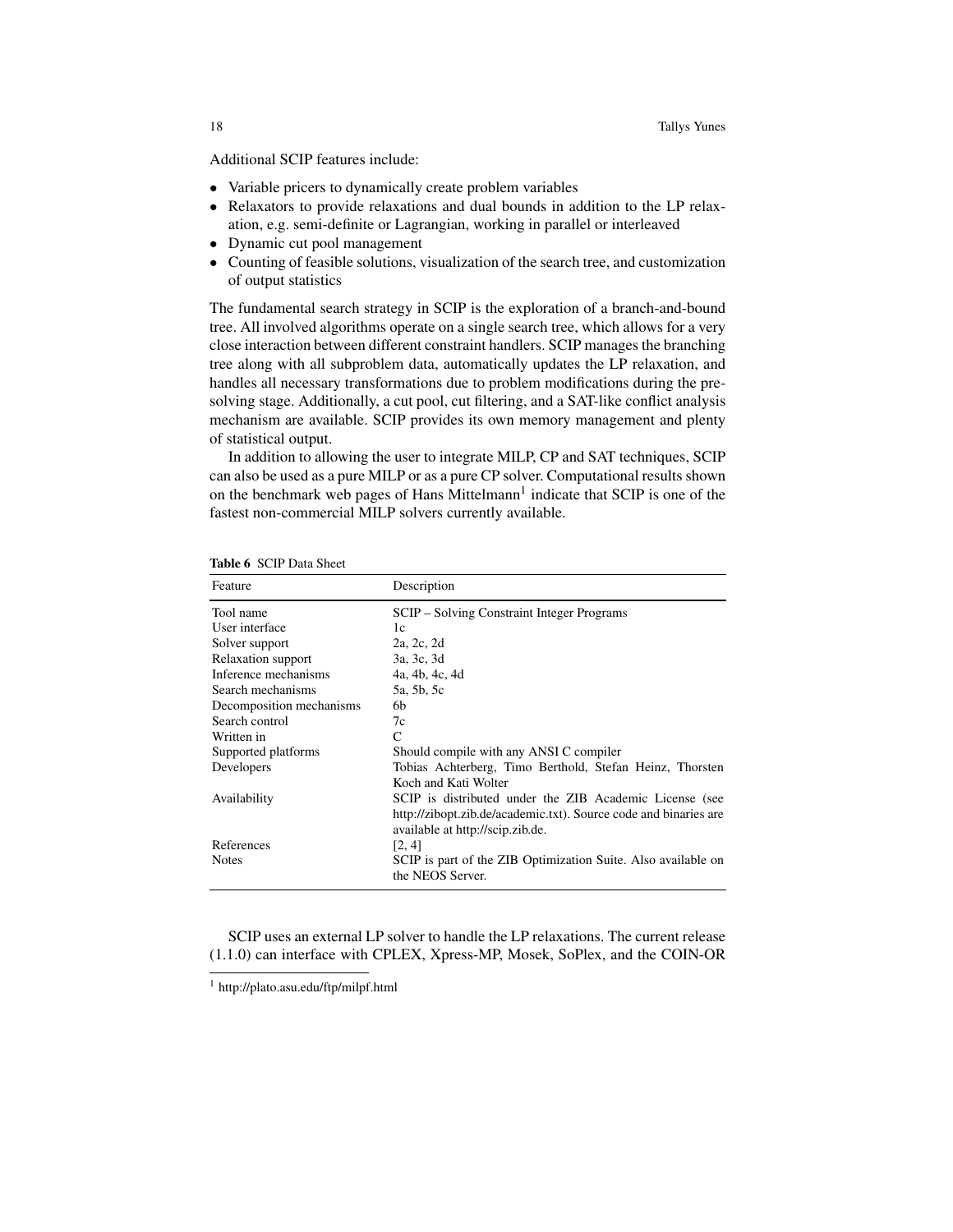Additional SCIP features include:

- Variable pricers to dynamically create problem variables
- Relaxators to provide relaxations and dual bounds in addition to the LP relaxation, e.g. semi-definite or Lagrangian, working in parallel or interleaved
- Dynamic cut pool management
- Counting of feasible solutions, visualization of the search tree, and customization of output statistics

The fundamental search strategy in SCIP is the exploration of a branch-and-bound tree. All involved algorithms operate on a single search tree, which allows for a very close interaction between different constraint handlers. SCIP manages the branching tree along with all subproblem data, automatically updates the LP relaxation, and handles all necessary transformations due to problem modifications during the presolving stage. Additionally, a cut pool, cut filtering, and a SAT-like conflict analysis mechanism are available. SCIP provides its own memory management and plenty of statistical output.

In addition to allowing the user to integrate MILP, CP and SAT techniques, SCIP can also be used as a pure MILP or as a pure CP solver. Computational results shown on the benchmark web pages of Hans Mittelmann[1] indicate that SCIP is one of the fastest non-commercial MILP solvers currently available.

**Table 6** SCIP Data Sheet

| Feature | Description |
|---|---|
| Tool name | SCIP – Solving Constraint Integer Programs |
| User interface | 1c |
| Solver support | 2a, 2c, 2d |
| Relaxation support | 3a, 3c, 3d |
| Inference mechanisms | 4a, 4b, 4c, 4d |
| Search mechanisms | 5a, 5b, 5c |
| Decomposition mechanisms | 6b |
| Search control | 7c |
| Written in | C |
| Supported platforms | Should compile with any ANSI C compiler |
| Developers | Tobias Achterberg, Timo Berthold, Stefan Heinz, Thorsten Koch and Kati Wolter |
| Availability | SCIP is distributed under the ZIB Academic License (see http://zibopt.zib.de/academic.txt). Source code and binaries are available at http://scip.zib.de. |
| References | [2, 4] |
| Notes | SCIP is part of the ZIB Optimization Suite. Also available on the NEOS Server. |

SCIP uses an external LP solver to handle the LP relaxations. The current release (1.1.0) can interface with CPLEX, Xpress-MP, Mosek, SoPlex, and the COIN-OR

[1] http://plato.asu.edu/ftp/milpf.html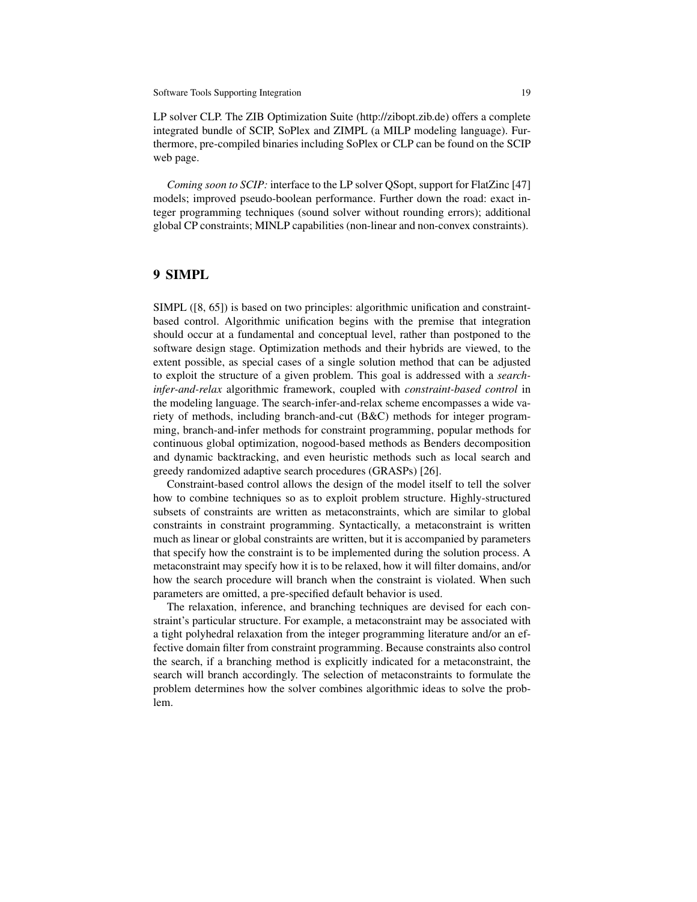LP solver CLP. The ZIB Optimization Suite (http://zibopt.zib.de) offers a complete integrated bundle of SCIP, SoPlex and ZIMPL (a MILP modeling language). Furthermore, pre-compiled binaries including SoPlex or CLP can be found on the SCIP web page.

*Coming soon to SCIP:* interface to the LP solver QSopt, support for FlatZinc [47] models; improved pseudo-boolean performance. Further down the road: exact integer programming techniques (sound solver without rounding errors); additional global CP constraints; MINLP capabilities (non-linear and non-convex constraints).

## 9 SIMPL

SIMPL ([8, 65]) is based on two principles: algorithmic unification and constraint-based control. Algorithmic unification begins with the premise that integration should occur at a fundamental and conceptual level, rather than postponed to the software design stage. Optimization methods and their hybrids are viewed, to the extent possible, as special cases of a single solution method that can be adjusted to exploit the structure of a given problem. This goal is addressed with a *search-infer-and-relax* algorithmic framework, coupled with *constraint-based control* in the modeling language. The search-infer-and-relax scheme encompasses a wide variety of methods, including branch-and-cut (B&C) methods for integer programming, branch-and-infer methods for constraint programming, popular methods for continuous global optimization, nogood-based methods as Benders decomposition and dynamic backtracking, and even heuristic methods such as local search and greedy randomized adaptive search procedures (GRASPs) [26].

Constraint-based control allows the design of the model itself to tell the solver how to combine techniques so as to exploit problem structure. Highly-structured subsets of constraints are written as metaconstraints, which are similar to global constraints in constraint programming. Syntactically, a metaconstraint is written much as linear or global constraints are written, but it is accompanied by parameters that specify how the constraint is to be implemented during the solution process. A metaconstraint may specify how it is to be relaxed, how it will filter domains, and/or how the search procedure will branch when the constraint is violated. When such parameters are omitted, a pre-specified default behavior is used.

The relaxation, inference, and branching techniques are devised for each constraint's particular structure. For example, a metaconstraint may be associated with a tight polyhedral relaxation from the integer programming literature and/or an effective domain filter from constraint programming. Because constraints also control the search, if a branching method is explicitly indicated for a metaconstraint, the search will branch accordingly. The selection of metaconstraints to formulate the problem determines how the solver combines algorithmic ideas to solve the problem.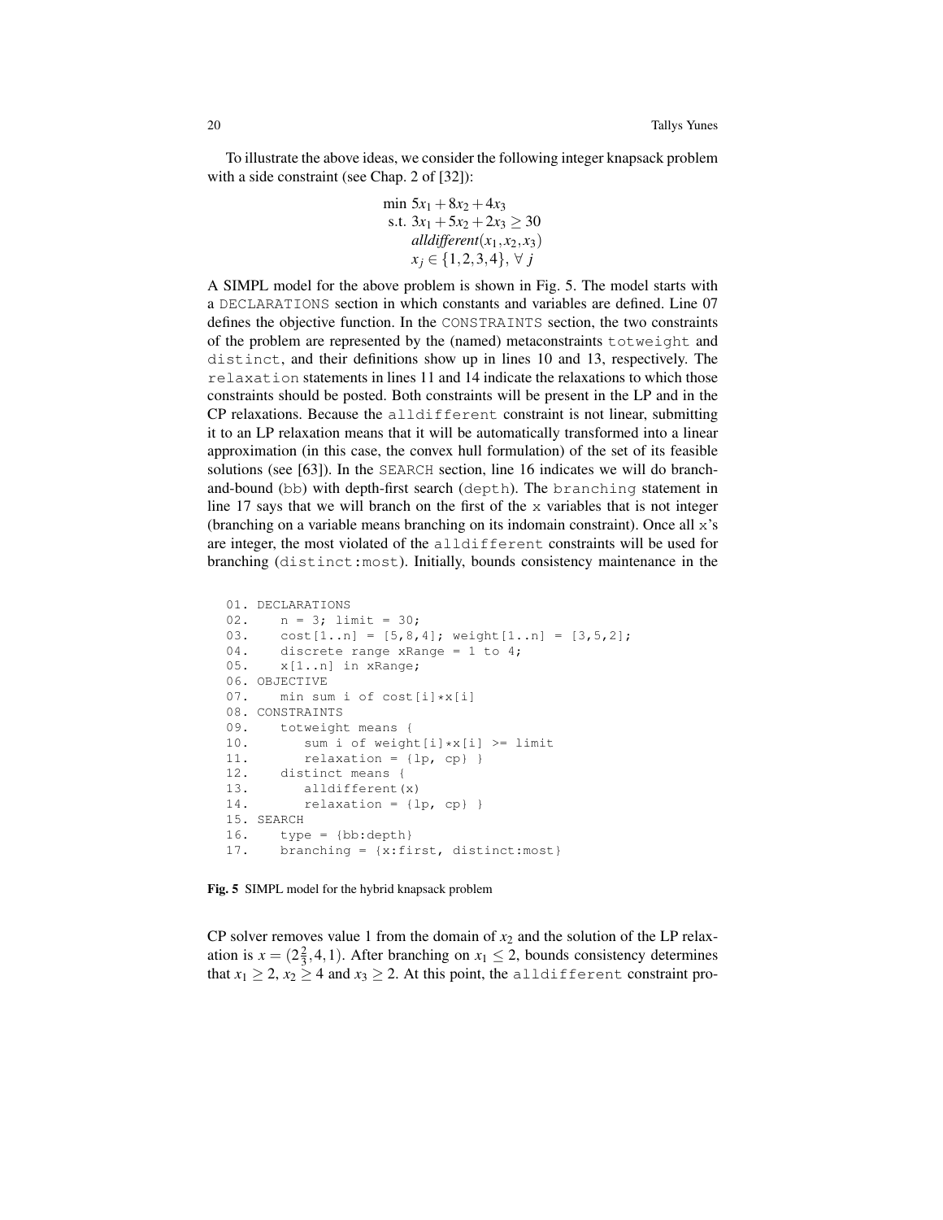To illustrate the above ideas, we consider the following integer knapsack problem with a side constraint (see Chap. 2 of [32]):

$$
\begin{aligned}
\min\ & 5x_1 + 8x_2 + 4x_3 \\
\text{s.t. } & 3x_1 + 5x_2 + 2x_3 \geq 30 \\
& \textit{alldifferent}(x_1, x_2, x_3) \\
& x_j \in \{1,2,3,4\},\ \forall\, j
\end{aligned}
$$

A SIMPL model for the above problem is shown in Fig. 5. The model starts with a DECLARATIONS section in which constants and variables are defined. Line 07 defines the objective function. In the CONSTRAINTS section, the two constraints of the problem are represented by the (named) metaconstraints totweight and distinct, and their definitions show up in lines 10 and 13, respectively. The relaxation statements in lines 11 and 14 indicate the relaxations to which those constraints should be posted. Both constraints will be present in the LP and in the CP relaxations. Because the alldifferent constraint is not linear, submitting it to an LP relaxation means that it will be automatically transformed into a linear approximation (in this case, the convex hull formulation) of the set of its feasible solutions (see [63]). In the SEARCH section, line 16 indicates we will do branch-and-bound (bb) with depth-first search (depth). The branching statement in line 17 says that we will branch on the first of the x variables that is not integer (branching on a variable means branching on its indomain constraint). Once all x's are integer, the most violated of the alldifferent constraints will be used for branching (distinct:most). Initially, bounds consistency maintenance in the

```
01. DECLARATIONS
02.    n = 3; limit = 30;
03.    cost[1..n] = [5,8,4]; weight[1..n] = [3,5,2];
04.    discrete range xRange = 1 to 4;
05.    x[1..n] in xRange;
06. OBJECTIVE
07.    min sum i of cost[i]*x[i]
08. CONSTRAINTS
09.    totweight means {
10.       sum i of weight[i]*x[i] >= limit
11.       relaxation = {lp, cp} }
12.    distinct means {
13.       alldifferent(x)
14.       relaxation = {lp, cp} }
15. SEARCH
16.    type = {bb:depth}
17.    branching = {x:first, distinct:most}
```

**Fig. 5** SIMPL model for the hybrid knapsack problem

CP solver removes value 1 from the domain of $x_2$ and the solution of the LP relaxation is $x = (2\frac{2}{3}, 4, 1)$. After branching on $x_1 \leq 2$, bounds consistency determines that $x_1 \geq 2$, $x_2 \geq 4$ and $x_3 \geq 2$. At this point, the alldifferent constraint pro-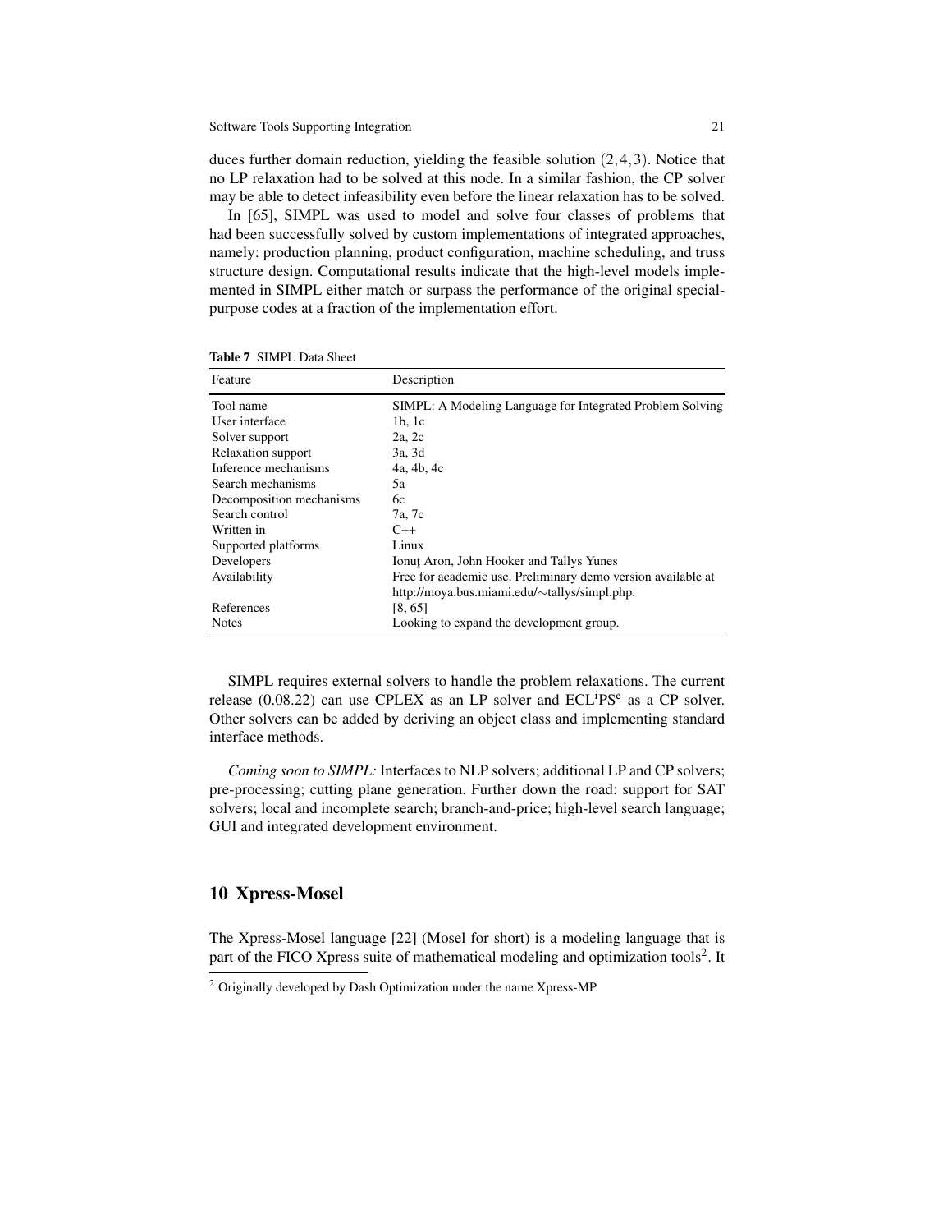duces further domain reduction, yielding the feasible solution $(2,4,3)$. Notice that no LP relaxation had to be solved at this node. In a similar fashion, the CP solver may be able to detect infeasibility even before the linear relaxation has to be solved.

In [65], SIMPL was used to model and solve four classes of problems that had been successfully solved by custom implementations of integrated approaches, namely: production planning, product configuration, machine scheduling, and truss structure design. Computational results indicate that the high-level models implemented in SIMPL either match or surpass the performance of the original special-purpose codes at a fraction of the implementation effort.

**Table 7** SIMPL Data Sheet

| Feature | Description |
|---|---|
| Tool name | SIMPL: A Modeling Language for Integrated Problem Solving |
| User interface | 1b, 1c |
| Solver support | 2a, 2c |
| Relaxation support | 3a, 3d |
| Inference mechanisms | 4a, 4b, 4c |
| Search mechanisms | 5a |
| Decomposition mechanisms | 6c |
| Search control | 7a, 7c |
| Written in | C++ |
| Supported platforms | Linux |
| Developers | Ionuţ Aron, John Hooker and Tallys Yunes |
| Availability | Free for academic use. Preliminary demo version available at http://moya.bus.miami.edu/∼tallys/simpl.php. |
| References | [8, 65] |
| Notes | Looking to expand the development group. |

SIMPL requires external solvers to handle the problem relaxations. The current release (0.08.22) can use CPLEX as an LP solver and ECL$^i$PS$^e$ as a CP solver. Other solvers can be added by deriving an object class and implementing standard interface methods.

*Coming soon to SIMPL:* Interfaces to NLP solvers; additional LP and CP solvers; pre-processing; cutting plane generation. Further down the road: support for SAT solvers; local and incomplete search; branch-and-price; high-level search language; GUI and integrated development environment.

## 10 Xpress-Mosel

The Xpress-Mosel language [22] (Mosel for short) is a modeling language that is part of the FICO Xpress suite of mathematical modeling and optimization tools[2]. It

[2] Originally developed by Dash Optimization under the name Xpress-MP.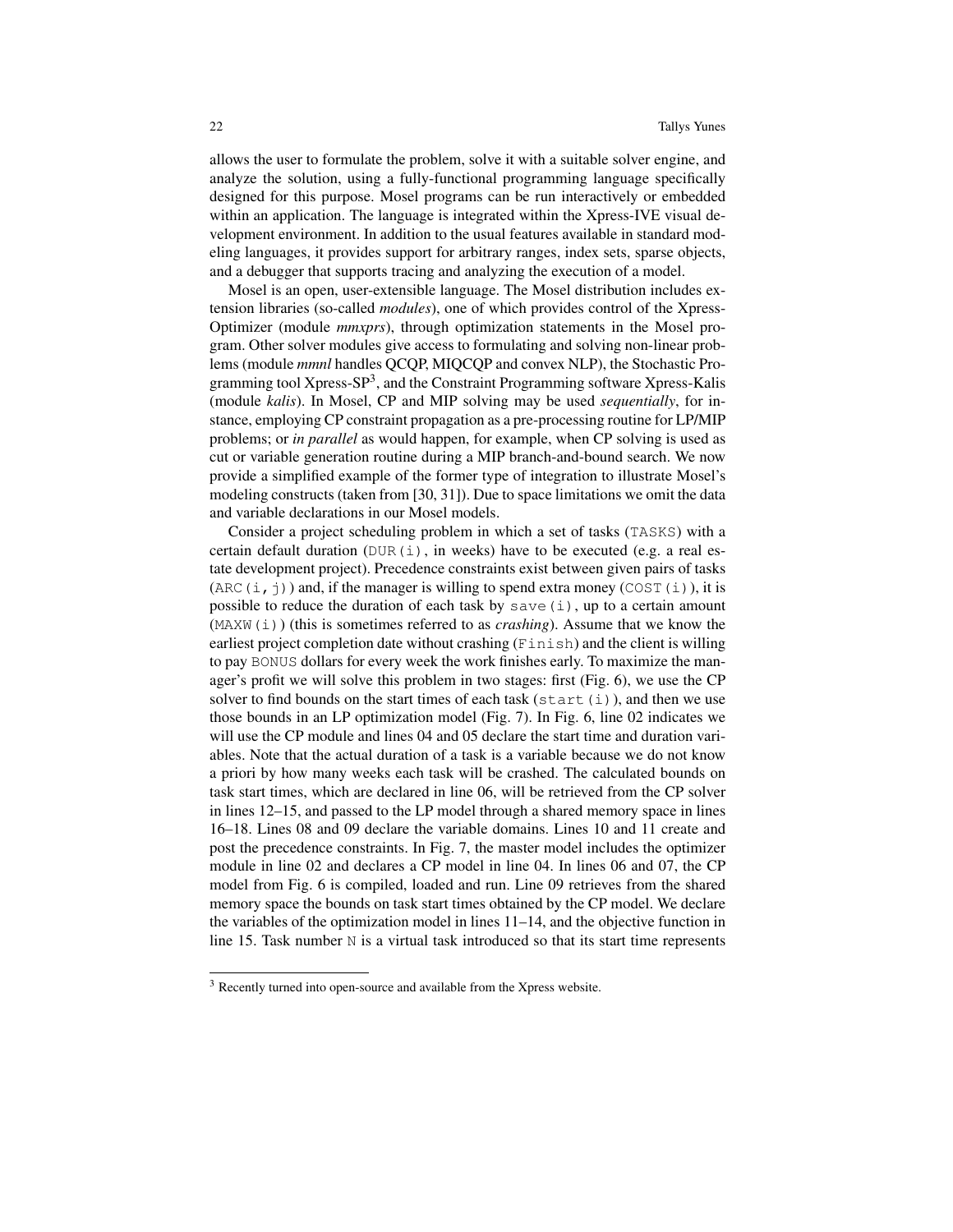allows the user to formulate the problem, solve it with a suitable solver engine, and analyze the solution, using a fully-functional programming language specifically designed for this purpose. Mosel programs can be run interactively or embedded within an application. The language is integrated within the Xpress-IVE visual development environment. In addition to the usual features available in standard modeling languages, it provides support for arbitrary ranges, index sets, sparse objects, and a debugger that supports tracing and analyzing the execution of a model.

Mosel is an open, user-extensible language. The Mosel distribution includes extension libraries (so-called *modules*), one of which provides control of the Xpress-Optimizer (module *mmxprs*), through optimization statements in the Mosel program. Other solver modules give access to formulating and solving non-linear problems (module *mmnl* handles QCQP, MIQCQP and convex NLP), the Stochastic Programming tool Xpress-SP[3], and the Constraint Programming software Xpress-Kalis (module *kalis*). In Mosel, CP and MIP solving may be used *sequentially*, for instance, employing CP constraint propagation as a pre-processing routine for LP/MIP problems; or *in parallel* as would happen, for example, when CP solving is used as cut or variable generation routine during a MIP branch-and-bound search. We now provide a simplified example of the former type of integration to illustrate Mosel's modeling constructs (taken from [30, 31]). Due to space limitations we omit the data and variable declarations in our Mosel models.

Consider a project scheduling problem in which a set of tasks (`TASKS`) with a certain default duration (`DUR(i)`, in weeks) have to be executed (e.g. a real estate development project). Precedence constraints exist between given pairs of tasks (`ARC(i,j)`) and, if the manager is willing to spend extra money (`COST(i)`), it is possible to reduce the duration of each task by `save(i)`, up to a certain amount (`MAXW(i)`) (this is sometimes referred to as *crashing*). Assume that we know the earliest project completion date without crashing (`Finish`) and the client is willing to pay `BONUS` dollars for every week the work finishes early. To maximize the manager's profit we will solve this problem in two stages: first (Fig. 6), we use the CP solver to find bounds on the start times of each task (`start(i)`), and then we use those bounds in an LP optimization model (Fig. 7). In Fig. 6, line 02 indicates we will use the CP module and lines 04 and 05 declare the start time and duration variables. Note that the actual duration of a task is a variable because we do not know a priori by how many weeks each task will be crashed. The calculated bounds on task start times, which are declared in line 06, will be retrieved from the CP solver in lines 12–15, and passed to the LP model through a shared memory space in lines 16–18. Lines 08 and 09 declare the variable domains. Lines 10 and 11 create and post the precedence constraints. In Fig. 7, the master model includes the optimizer module in line 02 and declares a CP model in line 04. In lines 06 and 07, the CP model from Fig. 6 is compiled, loaded and run. Line 09 retrieves from the shared memory space the bounds on task start times obtained by the CP model. We declare the variables of the optimization model in lines 11–14, and the objective function in line 15. Task number `N` is a virtual task introduced so that its start time represents

[3] Recently turned into open-source and available from the Xpress website.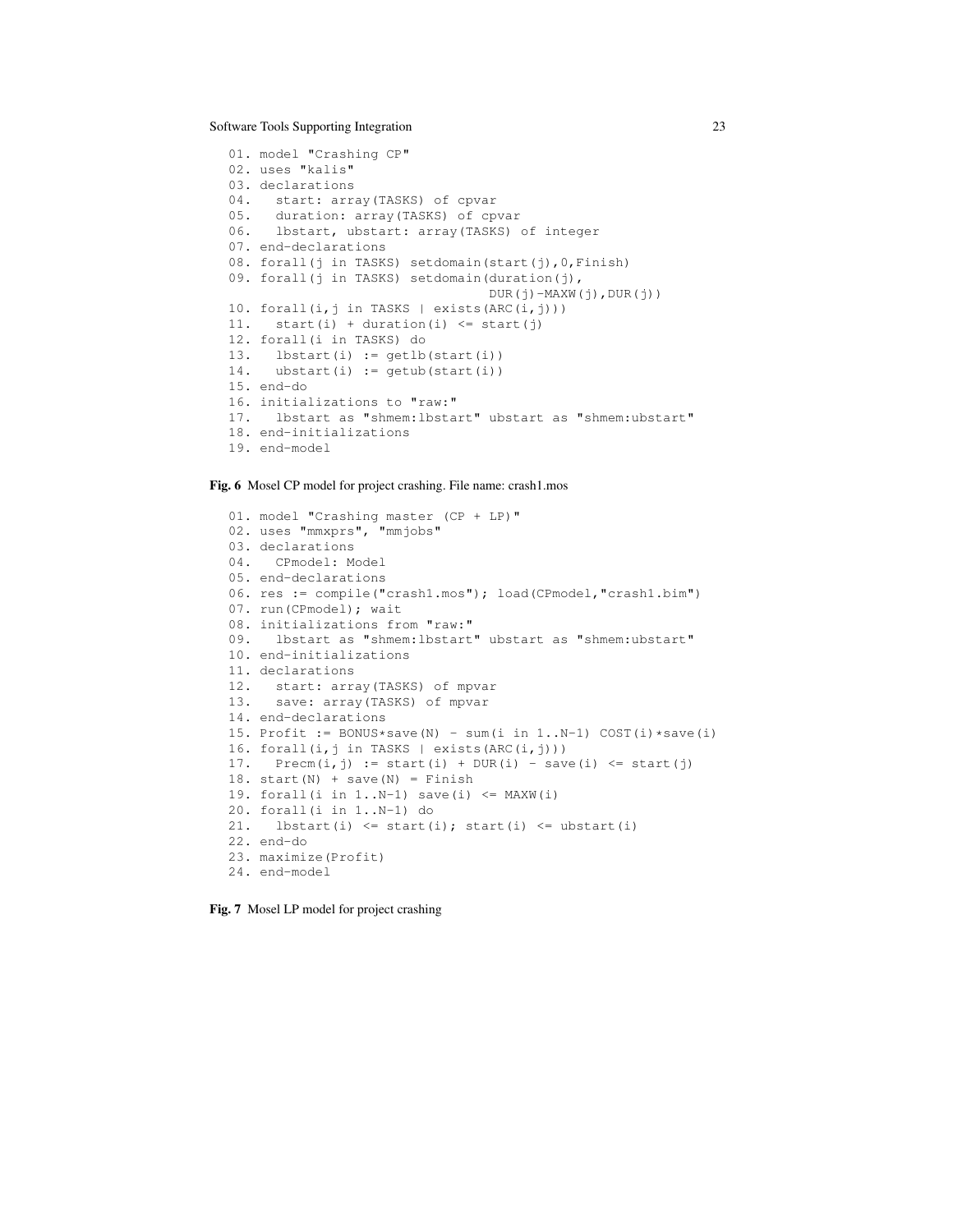```
01. model "Crashing CP"
02. uses "kalis"
03. declarations
04.   start: array(TASKS) of cpvar
05.   duration: array(TASKS) of cpvar
06.   lbstart, ubstart: array(TASKS) of integer
07. end-declarations
08. forall(j in TASKS) setdomain(start(j),0,Finish)
09. forall(j in TASKS) setdomain(duration(j),
                                DUR(j)-MAXW(j),DUR(j))
10. forall(i,j in TASKS | exists(ARC(i,j)))
11.   start(i) + duration(i) <= start(j)
12. forall(i in TASKS) do
13.   lbstart(i) := getlb(start(i))
14.   ubstart(i) := getub(start(i))
15. end-do
16. initializations to "raw:"
17.   lbstart as "shmem:lbstart" ubstart as "shmem:ubstart"
18. end-initializations
19. end-model
```

**Fig. 6** Mosel CP model for project crashing. File name: crash1.mos

```
01. model "Crashing master (CP + LP)"
02. uses "mmxprs", "mmjobs"
03. declarations
04.   CPmodel: Model
05. end-declarations
06. res := compile("crash1.mos"); load(CPmodel,"crash1.bim")
07. run(CPmodel); wait
08. initializations from "raw:"
09.   lbstart as "shmem:lbstart" ubstart as "shmem:ubstart"
10. end-initializations
11. declarations
12.   start: array(TASKS) of mpvar
13.   save: array(TASKS) of mpvar
14. end-declarations
15. Profit := BONUS*save(N) - sum(i in 1..N-1) COST(i)*save(i)
16. forall(i,j in TASKS | exists(ARC(i,j)))
17.   Precm(i,j) := start(i) + DUR(i) - save(i) <= start(j)
18. start(N) + save(N) = Finish
19. forall(i in 1..N-1) save(i) <= MAXW(i)
20. forall(i in 1..N-1) do
21.   lbstart(i) <= start(i); start(i) <= ubstart(i)
22. end-do
23. maximize(Profit)
24. end-model
```

**Fig. 7** Mosel LP model for project crashing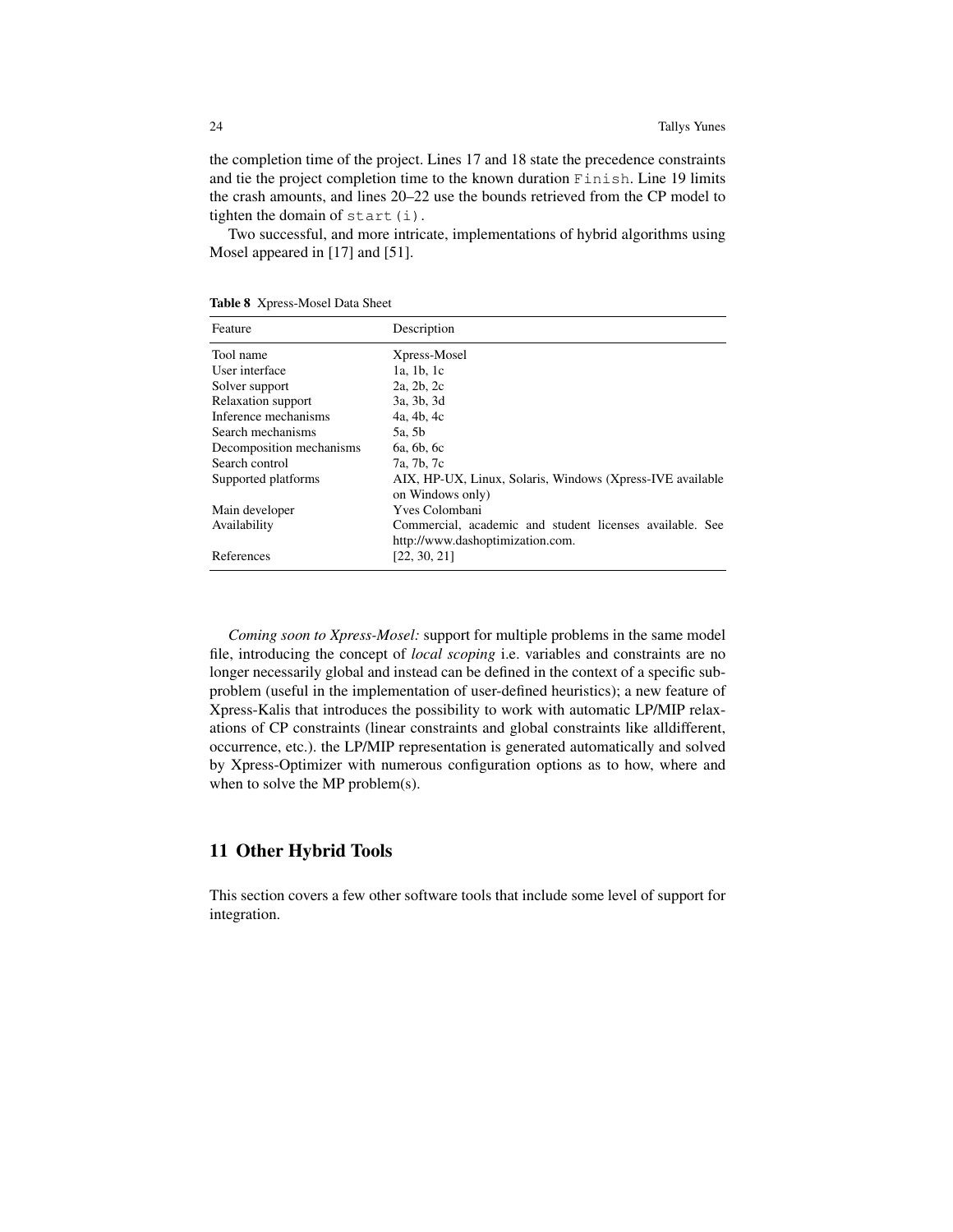the completion time of the project. Lines 17 and 18 state the precedence constraints and tie the project completion time to the known duration `Finish`. Line 19 limits the crash amounts, and lines 20–22 use the bounds retrieved from the CP model to tighten the domain of `start(i)`.

Two successful, and more intricate, implementations of hybrid algorithms using Mosel appeared in [17] and [51].

**Table 8** Xpress-Mosel Data Sheet

| Feature | Description |
| --- | --- |
| Tool name | Xpress-Mosel |
| User interface | 1a, 1b, 1c |
| Solver support | 2a, 2b, 2c |
| Relaxation support | 3a, 3b, 3d |
| Inference mechanisms | 4a, 4b, 4c |
| Search mechanisms | 5a, 5b |
| Decomposition mechanisms | 6a, 6b, 6c |
| Search control | 7a, 7b, 7c |
| Supported platforms | AIX, HP-UX, Linux, Solaris, Windows (Xpress-IVE available on Windows only) |
| Main developer | Yves Colombani |
| Availability | Commercial, academic and student licenses available. See http://www.dashoptimization.com. |
| References | [22, 30, 21] |

*Coming soon to Xpress-Mosel:* support for multiple problems in the same model file, introducing the concept of *local scoping* i.e. variables and constraints are no longer necessarily global and instead can be defined in the context of a specific subproblem (useful in the implementation of user-defined heuristics); a new feature of Xpress-Kalis that introduces the possibility to work with automatic LP/MIP relaxations of CP constraints (linear constraints and global constraints like alldifferent, occurrence, etc.). the LP/MIP representation is generated automatically and solved by Xpress-Optimizer with numerous configuration options as to how, where and when to solve the MP problem(s).

## 11 Other Hybrid Tools

This section covers a few other software tools that include some level of support for integration.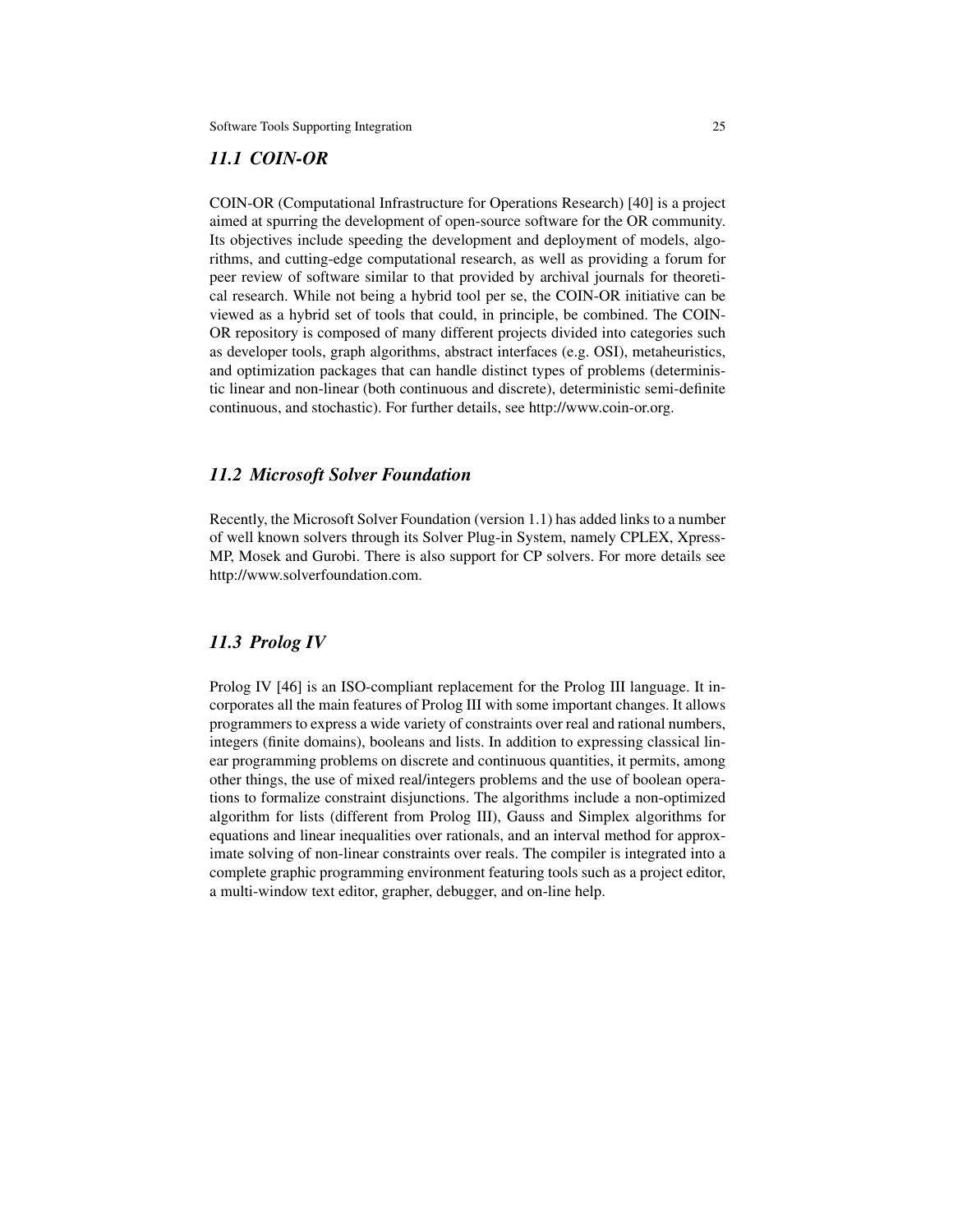### 11.1 COIN-OR

COIN-OR (Computational Infrastructure for Operations Research) [40] is a project aimed at spurring the development of open-source software for the OR community. Its objectives include speeding the development and deployment of models, algorithms, and cutting-edge computational research, as well as providing a forum for peer review of software similar to that provided by archival journals for theoretical research. While not being a hybrid tool per se, the COIN-OR initiative can be viewed as a hybrid set of tools that could, in principle, be combined. The COIN-OR repository is composed of many different projects divided into categories such as developer tools, graph algorithms, abstract interfaces (e.g. OSI), metaheuristics, and optimization packages that can handle distinct types of problems (deterministic linear and non-linear (both continuous and discrete), deterministic semi-definite continuous, and stochastic). For further details, see http://www.coin-or.org.

### 11.2 Microsoft Solver Foundation

Recently, the Microsoft Solver Foundation (version 1.1) has added links to a number of well known solvers through its Solver Plug-in System, namely CPLEX, Xpress-MP, Mosek and Gurobi. There is also support for CP solvers. For more details see http://www.solverfoundation.com.

### 11.3 Prolog IV

Prolog IV [46] is an ISO-compliant replacement for the Prolog III language. It incorporates all the main features of Prolog III with some important changes. It allows programmers to express a wide variety of constraints over real and rational numbers, integers (finite domains), booleans and lists. In addition to expressing classical linear programming problems on discrete and continuous quantities, it permits, among other things, the use of mixed real/integers problems and the use of boolean operations to formalize constraint disjunctions. The algorithms include a non-optimized algorithm for lists (different from Prolog III), Gauss and Simplex algorithms for equations and linear inequalities over rationals, and an interval method for approximate solving of non-linear constraints over reals. The compiler is integrated into a complete graphic programming environment featuring tools such as a project editor, a multi-window text editor, grapher, debugger, and on-line help.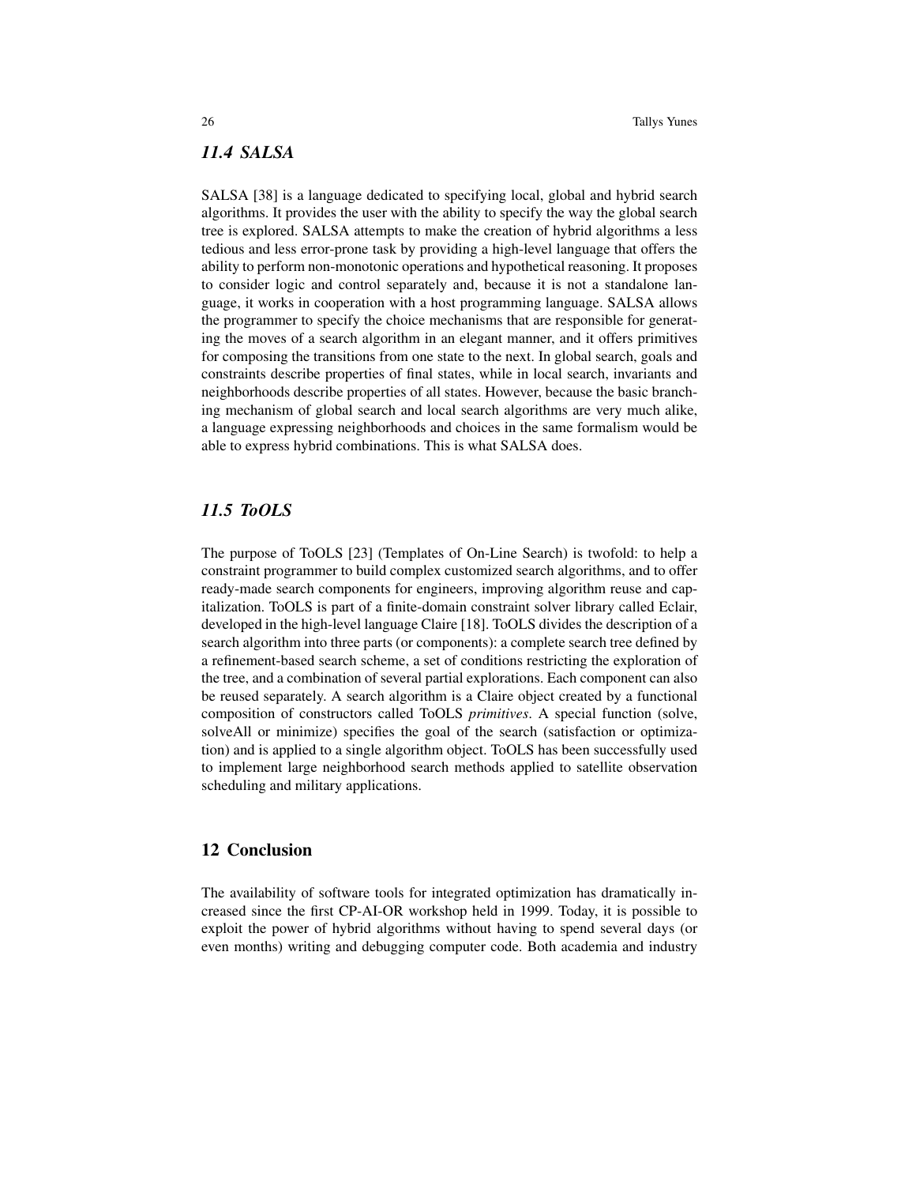### *11.4 SALSA*

SALSA [38] is a language dedicated to specifying local, global and hybrid search algorithms. It provides the user with the ability to specify the way the global search tree is explored. SALSA attempts to make the creation of hybrid algorithms a less tedious and less error-prone task by providing a high-level language that offers the ability to perform non-monotonic operations and hypothetical reasoning. It proposes to consider logic and control separately and, because it is not a standalone language, it works in cooperation with a host programming language. SALSA allows the programmer to specify the choice mechanisms that are responsible for generating the moves of a search algorithm in an elegant manner, and it offers primitives for composing the transitions from one state to the next. In global search, goals and constraints describe properties of final states, while in local search, invariants and neighborhoods describe properties of all states. However, because the basic branching mechanism of global search and local search algorithms are very much alike, a language expressing neighborhoods and choices in the same formalism would be able to express hybrid combinations. This is what SALSA does.

### *11.5 ToOLS*

The purpose of ToOLS [23] (Templates of On-Line Search) is twofold: to help a constraint programmer to build complex customized search algorithms, and to offer ready-made search components for engineers, improving algorithm reuse and capitalization. ToOLS is part of a finite-domain constraint solver library called Eclair, developed in the high-level language Claire [18]. ToOLS divides the description of a search algorithm into three parts (or components): a complete search tree defined by a refinement-based search scheme, a set of conditions restricting the exploration of the tree, and a combination of several partial explorations. Each component can also be reused separately. A search algorithm is a Claire object created by a functional composition of constructors called ToOLS *primitives*. A special function (solve, solveAll or minimize) specifies the goal of the search (satisfaction or optimization) and is applied to a single algorithm object. ToOLS has been successfully used to implement large neighborhood search methods applied to satellite observation scheduling and military applications.

## 12 Conclusion

The availability of software tools for integrated optimization has dramatically increased since the first CP-AI-OR workshop held in 1999. Today, it is possible to exploit the power of hybrid algorithms without having to spend several days (or even months) writing and debugging computer code. Both academia and industry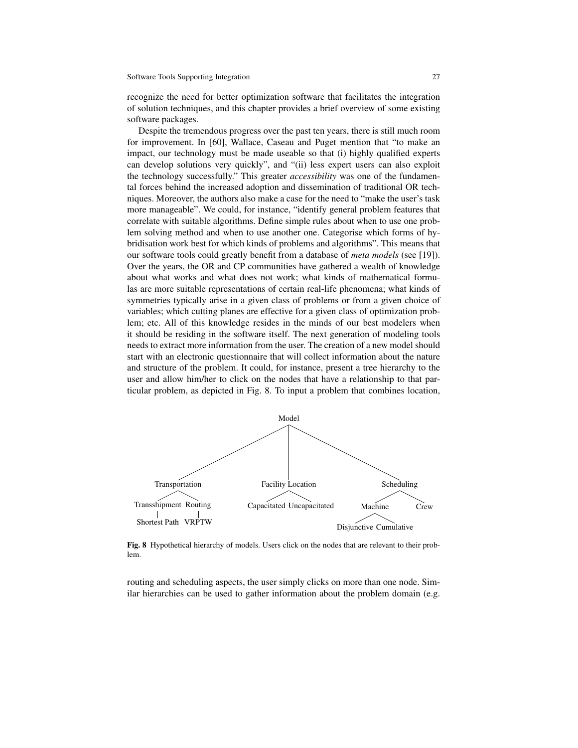recognize the need for better optimization software that facilitates the integration of solution techniques, and this chapter provides a brief overview of some existing software packages.

Despite the tremendous progress over the past ten years, there is still much room for improvement. In [60], Wallace, Caseau and Puget mention that "to make an impact, our technology must be made useable so that (i) highly qualified experts can develop solutions very quickly", and "(ii) less expert users can also exploit the technology successfully." This greater *accessibility* was one of the fundamental forces behind the increased adoption and dissemination of traditional OR techniques. Moreover, the authors also make a case for the need to "make the user's task more manageable". We could, for instance, "identify general problem features that correlate with suitable algorithms. Define simple rules about when to use one problem solving method and when to use another one. Categorise which forms of hybridisation work best for which kinds of problems and algorithms". This means that our software tools could greatly benefit from a database of *meta models* (see [19]). Over the years, the OR and CP communities have gathered a wealth of knowledge about what works and what does not work; what kinds of mathematical formulas are more suitable representations of certain real-life phenomena; what kinds of symmetries typically arise in a given class of problems or from a given choice of variables; which cutting planes are effective for a given class of optimization problem; etc. All of this knowledge resides in the minds of our best modelers when it should be residing in the software itself. The next generation of modeling tools needs to extract more information from the user. The creation of a new model should start with an electronic questionnaire that will collect information about the nature and structure of the problem. It could, for instance, present a tree hierarchy to the user and allow him/her to click on the nodes that have a relationship to that particular problem, as depicted in Fig. 8. To input a problem that combines location,

```
                                   Model
               /                     |                      \
      Transportation          Facility Location           Scheduling
        /        \              /          \              /        \
Transshipment   Routing   Capacitated  Uncapacitated   Machine     Crew
      |            |                                   /      \
Shortest Path    VRPTW                        Disjunctive  Cumulative
```

**Fig. 8** Hypothetical hierarchy of models. Users click on the nodes that are relevant to their problem.

routing and scheduling aspects, the user simply clicks on more than one node. Similar hierarchies can be used to gather information about the problem domain (e.g.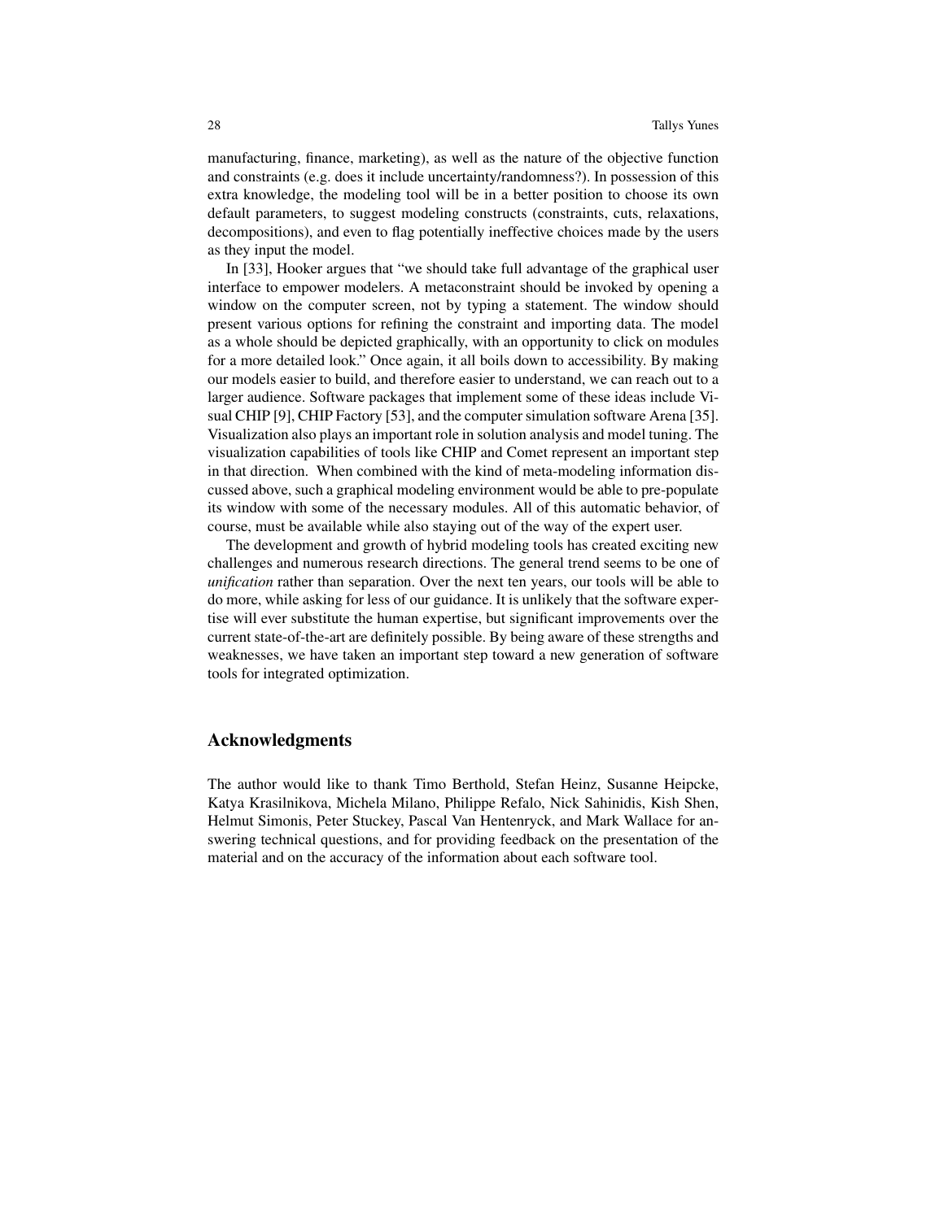manufacturing, finance, marketing), as well as the nature of the objective function and constraints (e.g. does it include uncertainty/randomness?). In possession of this extra knowledge, the modeling tool will be in a better position to choose its own default parameters, to suggest modeling constructs (constraints, cuts, relaxations, decompositions), and even to flag potentially ineffective choices made by the users as they input the model.

In [33], Hooker argues that "we should take full advantage of the graphical user interface to empower modelers. A metaconstraint should be invoked by opening a window on the computer screen, not by typing a statement. The window should present various options for refining the constraint and importing data. The model as a whole should be depicted graphically, with an opportunity to click on modules for a more detailed look." Once again, it all boils down to accessibility. By making our models easier to build, and therefore easier to understand, we can reach out to a larger audience. Software packages that implement some of these ideas include Visual CHIP [9], CHIP Factory [53], and the computer simulation software Arena [35]. Visualization also plays an important role in solution analysis and model tuning. The visualization capabilities of tools like CHIP and Comet represent an important step in that direction. When combined with the kind of meta-modeling information discussed above, such a graphical modeling environment would be able to pre-populate its window with some of the necessary modules. All of this automatic behavior, of course, must be available while also staying out of the way of the expert user.

The development and growth of hybrid modeling tools has created exciting new challenges and numerous research directions. The general trend seems to be one of *unification* rather than separation. Over the next ten years, our tools will be able to do more, while asking for less of our guidance. It is unlikely that the software expertise will ever substitute the human expertise, but significant improvements over the current state-of-the-art are definitely possible. By being aware of these strengths and weaknesses, we have taken an important step toward a new generation of software tools for integrated optimization.

## Acknowledgments

The author would like to thank Timo Berthold, Stefan Heinz, Susanne Heipcke, Katya Krasilnikova, Michela Milano, Philippe Refalo, Nick Sahinidis, Kish Shen, Helmut Simonis, Peter Stuckey, Pascal Van Hentenryck, and Mark Wallace for answering technical questions, and for providing feedback on the presentation of the material and on the accuracy of the information about each software tool.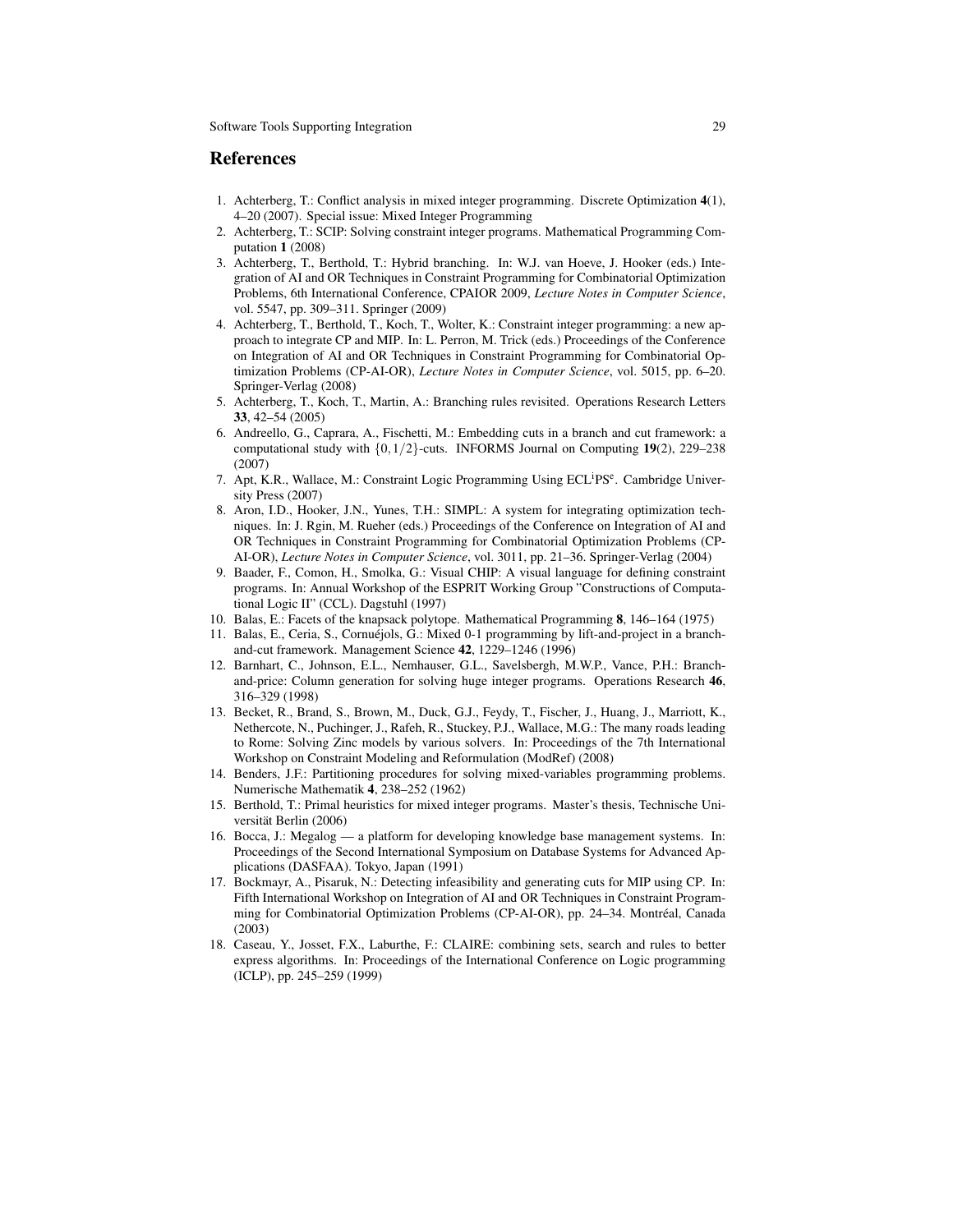## References

1. Achterberg, T.: Conflict analysis in mixed integer programming. Discrete Optimization **4**(1), 4–20 (2007). Special issue: Mixed Integer Programming
2. Achterberg, T.: SCIP: Solving constraint integer programs. Mathematical Programming Computation **1** (2008)
3. Achterberg, T., Berthold, T.: Hybrid branching. In: W.J. van Hoeve, J. Hooker (eds.) Integration of AI and OR Techniques in Constraint Programming for Combinatorial Optimization Problems, 6th International Conference, CPAIOR 2009, *Lecture Notes in Computer Science*, vol. 5547, pp. 309–311. Springer (2009)
4. Achterberg, T., Berthold, T., Koch, T., Wolter, K.: Constraint integer programming: a new approach to integrate CP and MIP. In: L. Perron, M. Trick (eds.) Proceedings of the Conference on Integration of AI and OR Techniques in Constraint Programming for Combinatorial Optimization Problems (CP-AI-OR), *Lecture Notes in Computer Science*, vol. 5015, pp. 6–20. Springer-Verlag (2008)
5. Achterberg, T., Koch, T., Martin, A.: Branching rules revisited. Operations Research Letters **33**, 42–54 (2005)
6. Andreello, G., Caprara, A., Fischetti, M.: Embedding cuts in a branch and cut framework: a computational study with $\{0,1/2\}$-cuts. INFORMS Journal on Computing **19**(2), 229–238 (2007)
7. Apt, K.R., Wallace, M.: Constraint Logic Programming Using ECL$^{\text{i}}$PS$^{\text{e}}$. Cambridge University Press (2007)
8. Aron, I.D., Hooker, J.N., Yunes, T.H.: SIMPL: A system for integrating optimization techniques. In: J. Rgin, M. Rueher (eds.) Proceedings of the Conference on Integration of AI and OR Techniques in Constraint Programming for Combinatorial Optimization Problems (CP-AI-OR), *Lecture Notes in Computer Science*, vol. 3011, pp. 21–36. Springer-Verlag (2004)
9. Baader, F., Comon, H., Smolka, G.: Visual CHIP: A visual language for defining constraint programs. In: Annual Workshop of the ESPRIT Working Group "Constructions of Computational Logic II" (CCL). Dagstuhl (1997)
10. Balas, E.: Facets of the knapsack polytope. Mathematical Programming **8**, 146–164 (1975)
11. Balas, E., Ceria, S., Cornuéjols, G.: Mixed 0-1 programming by lift-and-project in a branch-and-cut framework. Management Science **42**, 1229–1246 (1996)
12. Barnhart, C., Johnson, E.L., Nemhauser, G.L., Savelsbergh, M.W.P., Vance, P.H.: Branch-and-price: Column generation for solving huge integer programs. Operations Research **46**, 316–329 (1998)
13. Becket, R., Brand, S., Brown, M., Duck, G.J., Feydy, T., Fischer, J., Huang, J., Marriott, K., Nethercote, N., Puchinger, J., Rafeh, R., Stuckey, P.J., Wallace, M.G.: The many roads leading to Rome: Solving Zinc models by various solvers. In: Proceedings of the 7th International Workshop on Constraint Modeling and Reformulation (ModRef) (2008)
14. Benders, J.F.: Partitioning procedures for solving mixed-variables programming problems. Numerische Mathematik **4**, 238–252 (1962)
15. Berthold, T.: Primal heuristics for mixed integer programs. Master's thesis, Technische Universität Berlin (2006)
16. Bocca, J.: Megalog — a platform for developing knowledge base management systems. In: Proceedings of the Second International Symposium on Database Systems for Advanced Applications (DASFAA). Tokyo, Japan (1991)
17. Bockmayr, A., Pisaruk, N.: Detecting infeasibility and generating cuts for MIP using CP. In: Fifth International Workshop on Integration of AI and OR Techniques in Constraint Programming for Combinatorial Optimization Problems (CP-AI-OR), pp. 24–34. Montréal, Canada (2003)
18. Caseau, Y., Josset, F.X., Laburthe, F.: CLAIRE: combining sets, search and rules to better express algorithms. In: Proceedings of the International Conference on Logic programming (ICLP), pp. 245–259 (1999)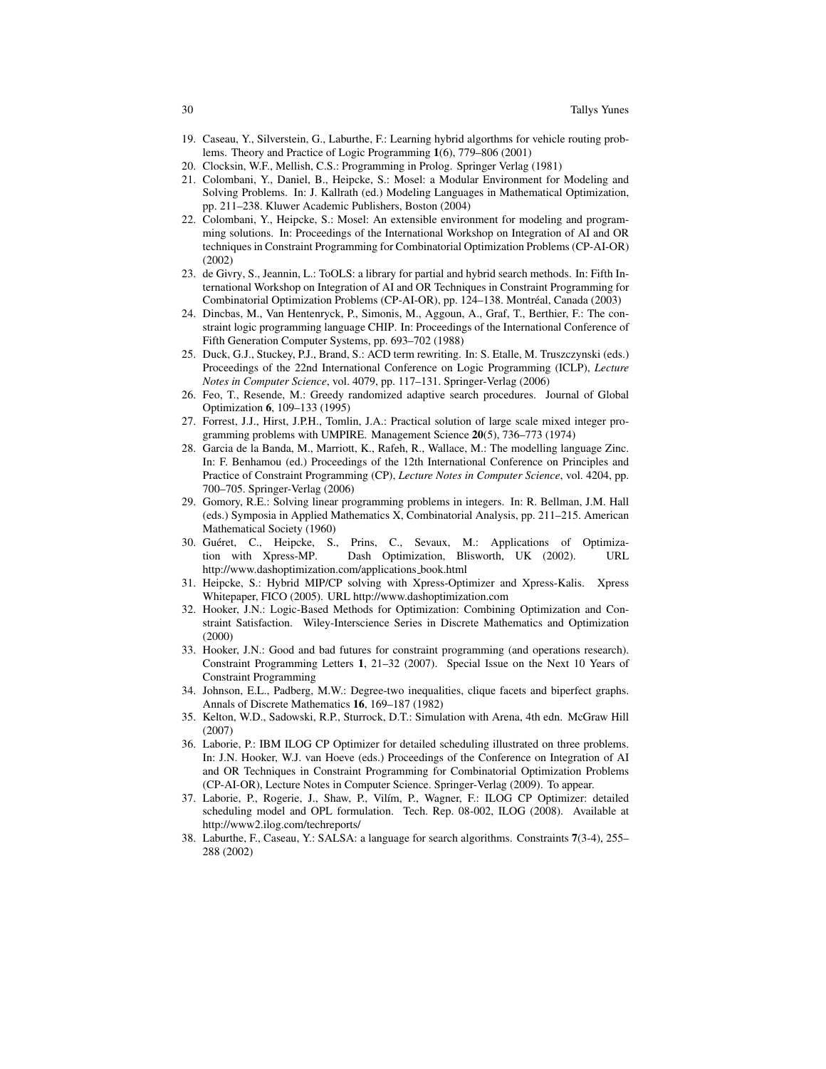19. Caseau, Y., Silverstein, G., Laburthe, F.: Learning hybrid algorthms for vehicle routing problems. Theory and Practice of Logic Programming **1**(6), 779–806 (2001)
20. Clocksin, W.F., Mellish, C.S.: Programming in Prolog. Springer Verlag (1981)
21. Colombani, Y., Daniel, B., Heipcke, S.: Mosel: a Modular Environment for Modeling and Solving Problems. In: J. Kallrath (ed.) Modeling Languages in Mathematical Optimization, pp. 211–238. Kluwer Academic Publishers, Boston (2004)
22. Colombani, Y., Heipcke, S.: Mosel: An extensible environment for modeling and programming solutions. In: Proceedings of the International Workshop on Integration of AI and OR techniques in Constraint Programming for Combinatorial Optimization Problems (CP-AI-OR) (2002)
23. de Givry, S., Jeannin, L.: ToOLS: a library for partial and hybrid search methods. In: Fifth International Workshop on Integration of AI and OR Techniques in Constraint Programming for Combinatorial Optimization Problems (CP-AI-OR), pp. 124–138. Montréal, Canada (2003)
24. Dincbas, M., Van Hentenryck, P., Simonis, M., Aggoun, A., Graf, T., Berthier, F.: The constraint logic programming language CHIP. In: Proceedings of the International Conference of Fifth Generation Computer Systems, pp. 693–702 (1988)
25. Duck, G.J., Stuckey, P.J., Brand, S.: ACD term rewriting. In: S. Etalle, M. Truszczynski (eds.) Proceedings of the 22nd International Conference on Logic Programming (ICLP), *Lecture Notes in Computer Science*, vol. 4079, pp. 117–131. Springer-Verlag (2006)
26. Feo, T., Resende, M.: Greedy randomized adaptive search procedures. Journal of Global Optimization **6**, 109–133 (1995)
27. Forrest, J.J., Hirst, J.P.H., Tomlin, J.A.: Practical solution of large scale mixed integer programming problems with UMPIRE. Management Science **20**(5), 736–773 (1974)
28. Garcia de la Banda, M., Marriott, K., Rafeh, R., Wallace, M.: The modelling language Zinc. In: F. Benhamou (ed.) Proceedings of the 12th International Conference on Principles and Practice of Constraint Programming (CP), *Lecture Notes in Computer Science*, vol. 4204, pp. 700–705. Springer-Verlag (2006)
29. Gomory, R.E.: Solving linear programming problems in integers. In: R. Bellman, J.M. Hall (eds.) Symposia in Applied Mathematics X, Combinatorial Analysis, pp. 211–215. American Mathematical Society (1960)
30. Guéret, C., Heipcke, S., Prins, C., Sevaux, M.: Applications of Optimization with Xpress-MP. Dash Optimization, Blisworth, UK (2002). URL http://www.dashoptimization.com/applications_book.html
31. Heipcke, S.: Hybrid MIP/CP solving with Xpress-Optimizer and Xpress-Kalis. Xpress Whitepaper, FICO (2005). URL http://www.dashoptimization.com
32. Hooker, J.N.: Logic-Based Methods for Optimization: Combining Optimization and Constraint Satisfaction. Wiley-Interscience Series in Discrete Mathematics and Optimization (2000)
33. Hooker, J.N.: Good and bad futures for constraint programming (and operations research). Constraint Programming Letters **1**, 21–32 (2007). Special Issue on the Next 10 Years of Constraint Programming
34. Johnson, E.L., Padberg, M.W.: Degree-two inequalities, clique facets and biperfect graphs. Annals of Discrete Mathematics **16**, 169–187 (1982)
35. Kelton, W.D., Sadowski, R.P., Sturrock, D.T.: Simulation with Arena, 4th edn. McGraw Hill (2007)
36. Laborie, P.: IBM ILOG CP Optimizer for detailed scheduling illustrated on three problems. In: J.N. Hooker, W.J. van Hoeve (eds.) Proceedings of the Conference on Integration of AI and OR Techniques in Constraint Programming for Combinatorial Optimization Problems (CP-AI-OR), Lecture Notes in Computer Science. Springer-Verlag (2009). To appear.
37. Laborie, P., Rogerie, J., Shaw, P., Vilím, P., Wagner, F.: ILOG CP Optimizer: detailed scheduling model and OPL formulation. Tech. Rep. 08-002, ILOG (2008). Available at http://www2.ilog.com/techreports/
38. Laburthe, F., Caseau, Y.: SALSA: a language for search algorithms. Constraints **7**(3-4), 255–288 (2002)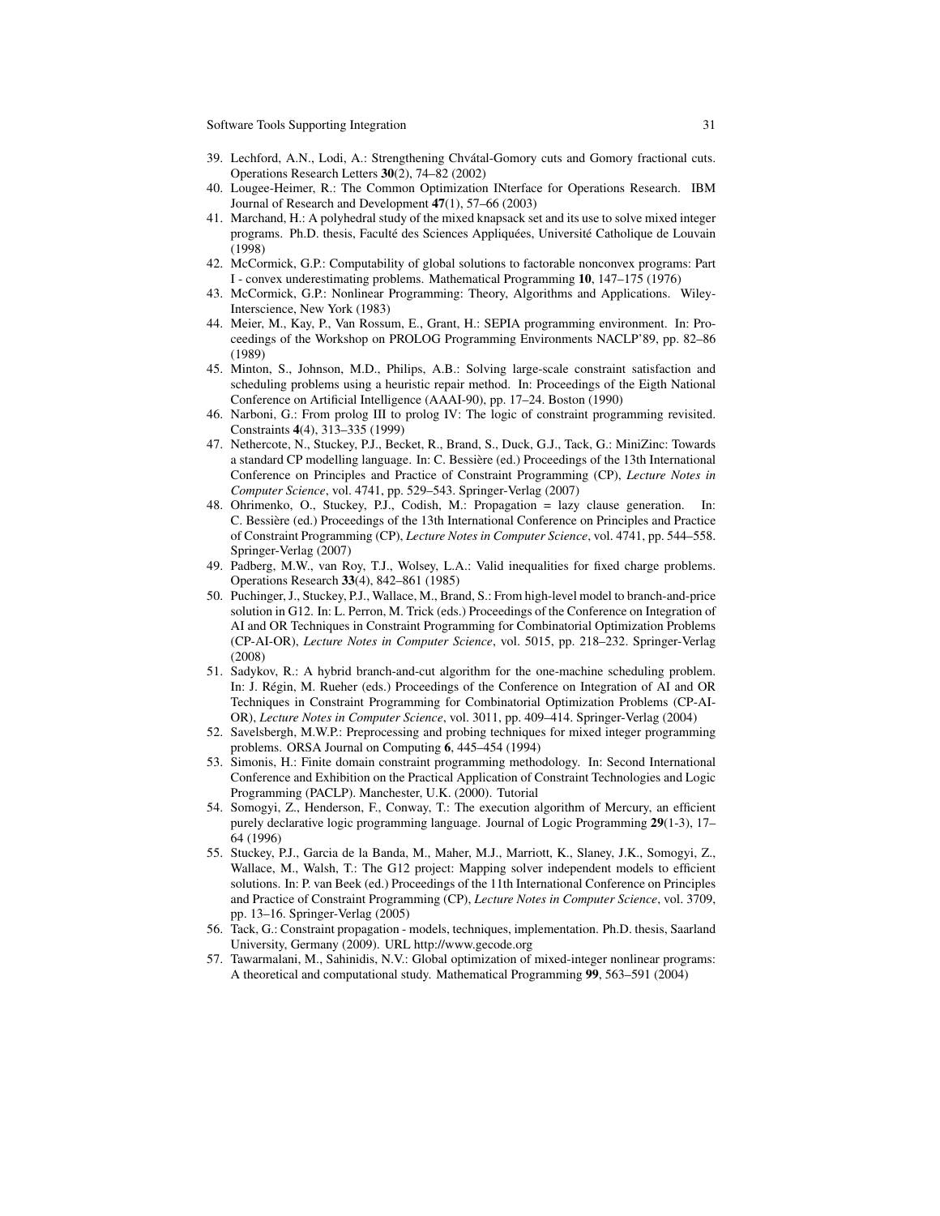39. Lechford, A.N., Lodi, A.: Strengthening Chvátal-Gomory cuts and Gomory fractional cuts. Operations Research Letters **30**(2), 74–82 (2002)
40. Lougee-Heimer, R.: The Common Optimization INterface for Operations Research. IBM Journal of Research and Development **47**(1), 57–66 (2003)
41. Marchand, H.: A polyhedral study of the mixed knapsack set and its use to solve mixed integer programs. Ph.D. thesis, Faculté des Sciences Appliquées, Université Catholique de Louvain (1998)
42. McCormick, G.P.: Computability of global solutions to factorable nonconvex programs: Part I - convex underestimating problems. Mathematical Programming **10**, 147–175 (1976)
43. McCormick, G.P.: Nonlinear Programming: Theory, Algorithms and Applications. Wiley-Interscience, New York (1983)
44. Meier, M., Kay, P., Van Rossum, E., Grant, H.: SEPIA programming environment. In: Proceedings of the Workshop on PROLOG Programming Environments NACLP'89, pp. 82–86 (1989)
45. Minton, S., Johnson, M.D., Philips, A.B.: Solving large-scale constraint satisfaction and scheduling problems using a heuristic repair method. In: Proceedings of the Eigth National Conference on Artificial Intelligence (AAAI-90), pp. 17–24. Boston (1990)
46. Narboni, G.: From prolog III to prolog IV: The logic of constraint programming revisited. Constraints **4**(4), 313–335 (1999)
47. Nethercote, N., Stuckey, P.J., Becket, R., Brand, S., Duck, G.J., Tack, G.: MiniZinc: Towards a standard CP modelling language. In: C. Bessière (ed.) Proceedings of the 13th International Conference on Principles and Practice of Constraint Programming (CP), *Lecture Notes in Computer Science*, vol. 4741, pp. 529–543. Springer-Verlag (2007)
48. Ohrimenko, O., Stuckey, P.J., Codish, M.: Propagation = lazy clause generation. In: C. Bessière (ed.) Proceedings of the 13th International Conference on Principles and Practice of Constraint Programming (CP), *Lecture Notes in Computer Science*, vol. 4741, pp. 544–558. Springer-Verlag (2007)
49. Padberg, M.W., van Roy, T.J., Wolsey, L.A.: Valid inequalities for fixed charge problems. Operations Research **33**(4), 842–861 (1985)
50. Puchinger, J., Stuckey, P.J., Wallace, M., Brand, S.: From high-level model to branch-and-price solution in G12. In: L. Perron, M. Trick (eds.) Proceedings of the Conference on Integration of AI and OR Techniques in Constraint Programming for Combinatorial Optimization Problems (CP-AI-OR), *Lecture Notes in Computer Science*, vol. 5015, pp. 218–232. Springer-Verlag (2008)
51. Sadykov, R.: A hybrid branch-and-cut algorithm for the one-machine scheduling problem. In: J. Régin, M. Rueher (eds.) Proceedings of the Conference on Integration of AI and OR Techniques in Constraint Programming for Combinatorial Optimization Problems (CP-AI-OR), *Lecture Notes in Computer Science*, vol. 3011, pp. 409–414. Springer-Verlag (2004)
52. Savelsbergh, M.W.P.: Preprocessing and probing techniques for mixed integer programming problems. ORSA Journal on Computing **6**, 445–454 (1994)
53. Simonis, H.: Finite domain constraint programming methodology. In: Second International Conference and Exhibition on the Practical Application of Constraint Technologies and Logic Programming (PACLP). Manchester, U.K. (2000). Tutorial
54. Somogyi, Z., Henderson, F., Conway, T.: The execution algorithm of Mercury, an efficient purely declarative logic programming language. Journal of Logic Programming **29**(1-3), 17–64 (1996)
55. Stuckey, P.J., Garcia de la Banda, M., Maher, M.J., Marriott, K., Slaney, J.K., Somogyi, Z., Wallace, M., Walsh, T.: The G12 project: Mapping solver independent models to efficient solutions. In: P. van Beek (ed.) Proceedings of the 11th International Conference on Principles and Practice of Constraint Programming (CP), *Lecture Notes in Computer Science*, vol. 3709, pp. 13–16. Springer-Verlag (2005)
56. Tack, G.: Constraint propagation - models, techniques, implementation. Ph.D. thesis, Saarland University, Germany (2009). URL http://www.gecode.org
57. Tawarmalani, M., Sahinidis, N.V.: Global optimization of mixed-integer nonlinear programs: A theoretical and computational study. Mathematical Programming **99**, 563–591 (2004)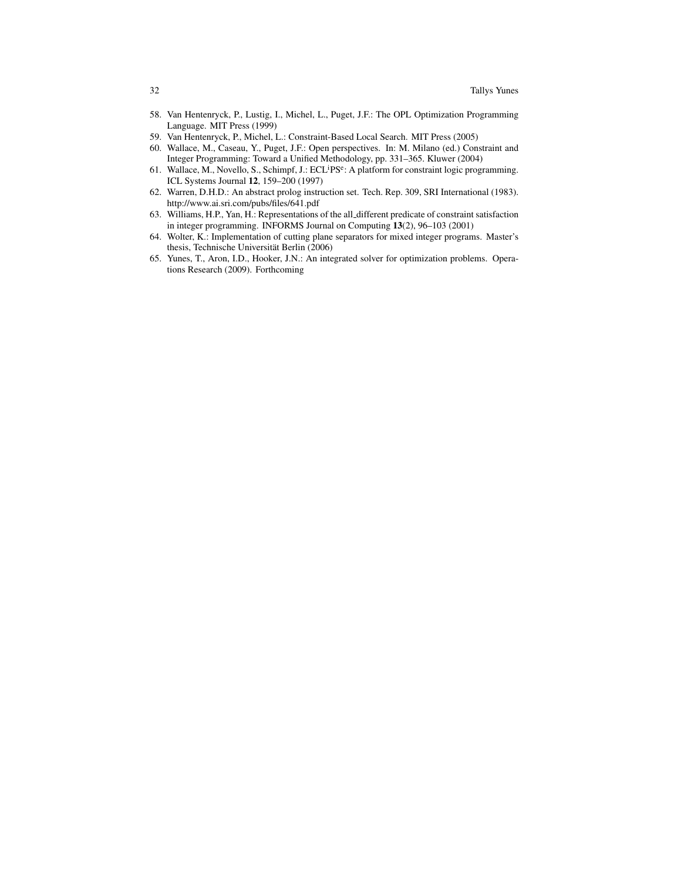58. Van Hentenryck, P., Lustig, I., Michel, L., Puget, J.F.: The OPL Optimization Programming Language. MIT Press (1999)
59. Van Hentenryck, P., Michel, L.: Constraint-Based Local Search. MIT Press (2005)
60. Wallace, M., Caseau, Y., Puget, J.F.: Open perspectives. In: M. Milano (ed.) Constraint and Integer Programming: Toward a Unified Methodology, pp. 331–365. Kluwer (2004)
61. Wallace, M., Novello, S., Schimpf, J.: ECL$^{i}$PS$^{e}$: A platform for constraint logic programming. ICL Systems Journal **12**, 159–200 (1997)
62. Warren, D.H.D.: An abstract prolog instruction set. Tech. Rep. 309, SRI International (1983). http://www.ai.sri.com/pubs/files/641.pdf
63. Williams, H.P., Yan, H.: Representations of the all_different predicate of constraint satisfaction in integer programming. INFORMS Journal on Computing **13**(2), 96–103 (2001)
64. Wolter, K.: Implementation of cutting plane separators for mixed integer programs. Master's thesis, Technische Universität Berlin (2006)
65. Yunes, T., Aron, I.D., Hooker, J.N.: An integrated solver for optimization problems. Operations Research (2009). Forthcoming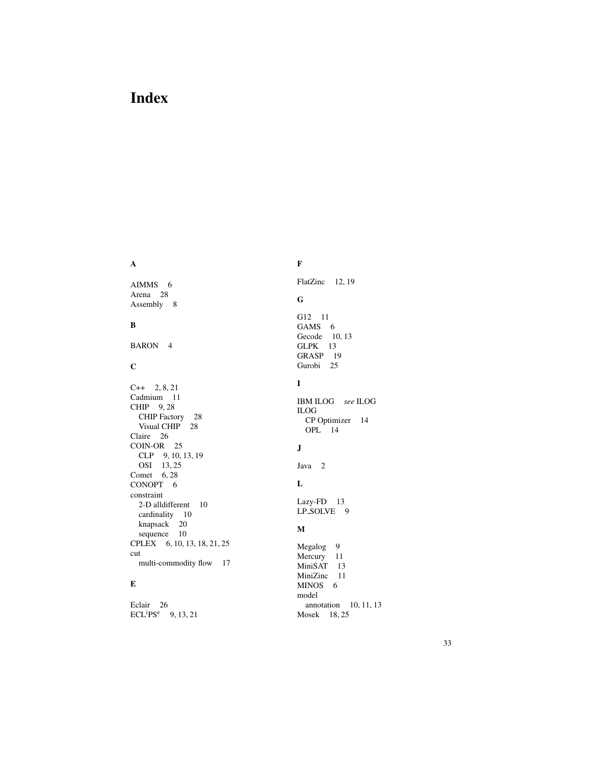# Index

**A**

AIMMS 6
Arena 28
Assembly 8

**B**

BARON 4

**C**

C++ 2, 8, 21
Cadmium 11
CHIP 9, 28
  CHIP Factory 28
  Visual CHIP 28
Claire 26
COIN-OR 25
  CLP 9, 10, 13, 19
  OSI 13, 25
Comet 6, 28
CONOPT 6
constraint
  2-D alldifferent 10
  cardinality 10
  knapsack 20
  sequence 10
CPLEX 6, 10, 13, 18, 21, 25
cut
  multi-commodity flow 17

**E**

Eclair 26
ECL$^{i}$PS$^{e}$ 9, 13, 21

**F**

FlatZinc 12, 19

**G**

G12 11
GAMS 6
Gecode 10, 13
GLPK 13
GRASP 19
Gurobi 25

**I**

IBM ILOG *see* ILOG
ILOG
  CP Optimizer 14
  OPL 14

**J**

Java 2

**L**

Lazy-FD 13
LP_SOLVE 9

**M**

Megalog 9
Mercury 11
MiniSAT 13
MiniZinc 11
MINOS 6
model
  annotation 10, 11, 13
Mosek 18, 25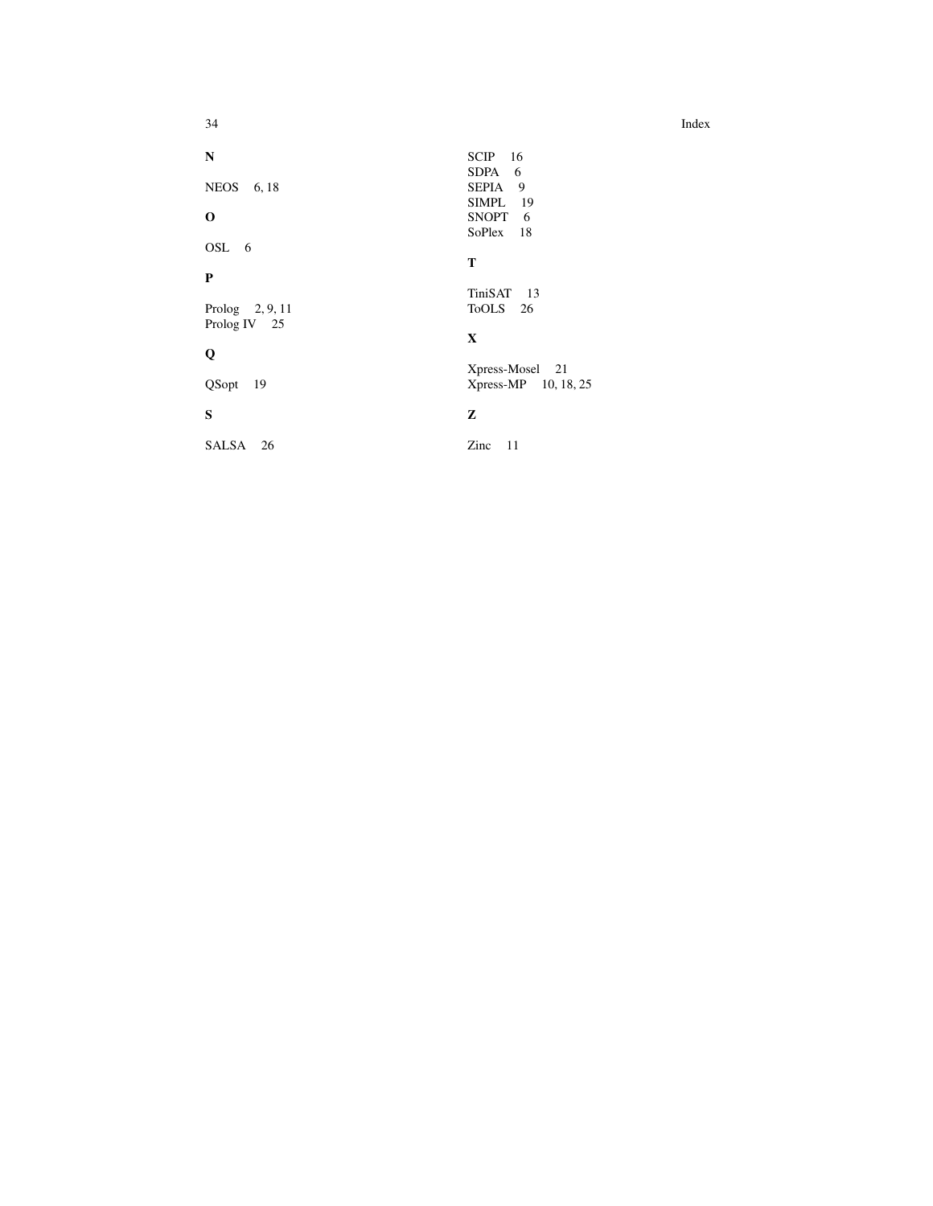**N**

NEOS 6, 18

**O**

OSL 6

**P**

Prolog 2, 9, 11
Prolog IV 25

**Q**

QSopt 19

**S**

SALSA 26
SCIP 16
SDPA 6
SEPIA 9
SIMPL 19
SNOPT 6
SoPlex 18

**T**

TiniSAT 13
ToOLS 26

**X**

Xpress-Mosel 21
Xpress-MP 10, 18, 25

**Z**

Zinc 11